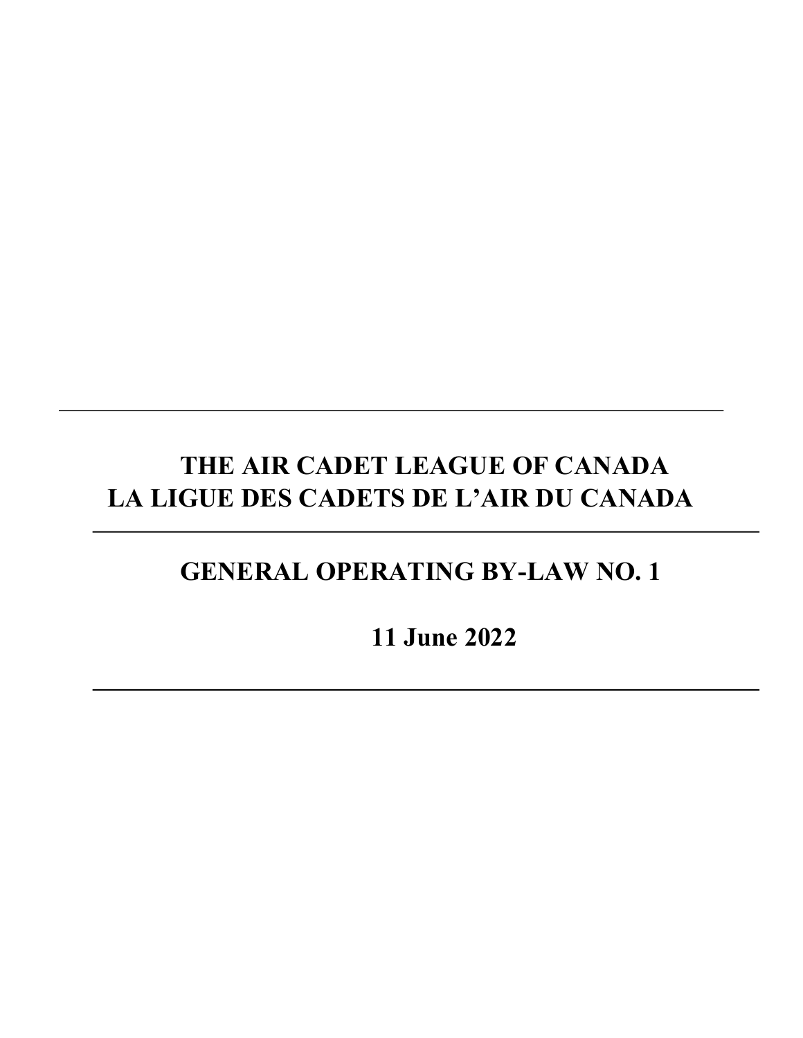---

# THE AIR CADET LEAGUE OF CANADA
# LA LIGUE DES CADETS DE L'AIR DU CANADA

---

## GENERAL OPERATING BY-LAW NO. 1

## 11 June 2022

---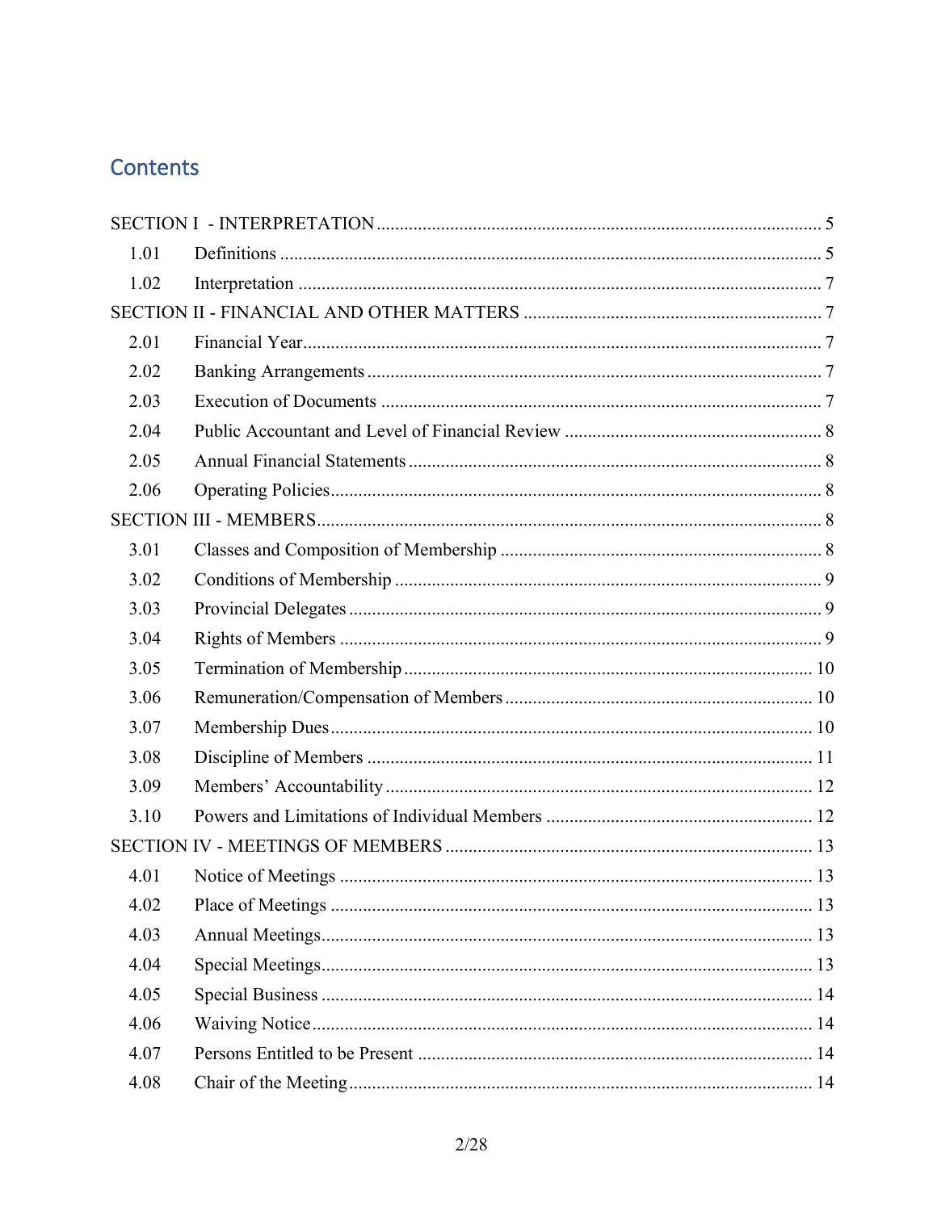# Contents

SECTION I - INTERPRETATION ........ 5

- 1.01 Definitions ........ 5
- 1.02 Interpretation ........ 7

SECTION II - FINANCIAL AND OTHER MATTERS ........ 7

- 2.01 Financial Year ........ 7
- 2.02 Banking Arrangements ........ 7
- 2.03 Execution of Documents ........ 7
- 2.04 Public Accountant and Level of Financial Review ........ 8
- 2.05 Annual Financial Statements ........ 8
- 2.06 Operating Policies ........ 8

SECTION III - MEMBERS ........ 8

- 3.01 Classes and Composition of Membership ........ 8
- 3.02 Conditions of Membership ........ 9
- 3.03 Provincial Delegates ........ 9
- 3.04 Rights of Members ........ 9
- 3.05 Termination of Membership ........ 10
- 3.06 Remuneration/Compensation of Members ........ 10
- 3.07 Membership Dues ........ 10
- 3.08 Discipline of Members ........ 11
- 3.09 Members' Accountability ........ 12
- 3.10 Powers and Limitations of Individual Members ........ 12

SECTION IV - MEETINGS OF MEMBERS ........ 13

- 4.01 Notice of Meetings ........ 13
- 4.02 Place of Meetings ........ 13
- 4.03 Annual Meetings ........ 13
- 4.04 Special Meetings ........ 13
- 4.05 Special Business ........ 14
- 4.06 Waiving Notice ........ 14
- 4.07 Persons Entitled to be Present ........ 14
- 4.08 Chair of the Meeting ........ 14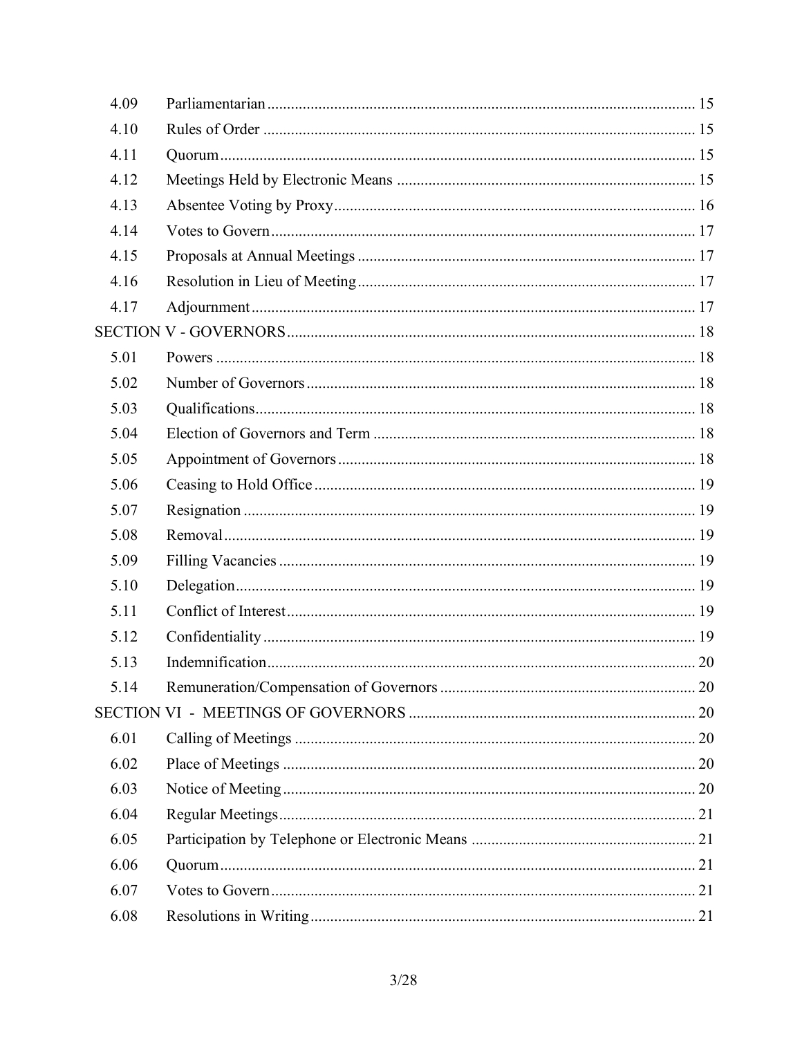| | | |
|---|---|---|
| 4.09 | Parliamentarian | 15 |
| 4.10 | Rules of Order | 15 |
| 4.11 | Quorum | 15 |
| 4.12 | Meetings Held by Electronic Means | 15 |
| 4.13 | Absentee Voting by Proxy | 16 |
| 4.14 | Votes to Govern | 17 |
| 4.15 | Proposals at Annual Meetings | 17 |
| 4.16 | Resolution in Lieu of Meeting | 17 |
| 4.17 | Adjournment | 17 |
| SECTION V - GOVERNORS | | 18 |
| 5.01 | Powers | 18 |
| 5.02 | Number of Governors | 18 |
| 5.03 | Qualifications | 18 |
| 5.04 | Election of Governors and Term | 18 |
| 5.05 | Appointment of Governors | 18 |
| 5.06 | Ceasing to Hold Office | 19 |
| 5.07 | Resignation | 19 |
| 5.08 | Removal | 19 |
| 5.09 | Filling Vacancies | 19 |
| 5.10 | Delegation | 19 |
| 5.11 | Conflict of Interest | 19 |
| 5.12 | Confidentiality | 19 |
| 5.13 | Indemnification | 20 |
| 5.14 | Remuneration/Compensation of Governors | 20 |
| SECTION VI - MEETINGS OF GOVERNORS | | 20 |
| 6.01 | Calling of Meetings | 20 |
| 6.02 | Place of Meetings | 20 |
| 6.03 | Notice of Meeting | 20 |
| 6.04 | Regular Meetings | 21 |
| 6.05 | Participation by Telephone or Electronic Means | 21 |
| 6.06 | Quorum | 21 |
| 6.07 | Votes to Govern | 21 |
| 6.08 | Resolutions in Writing | 21 |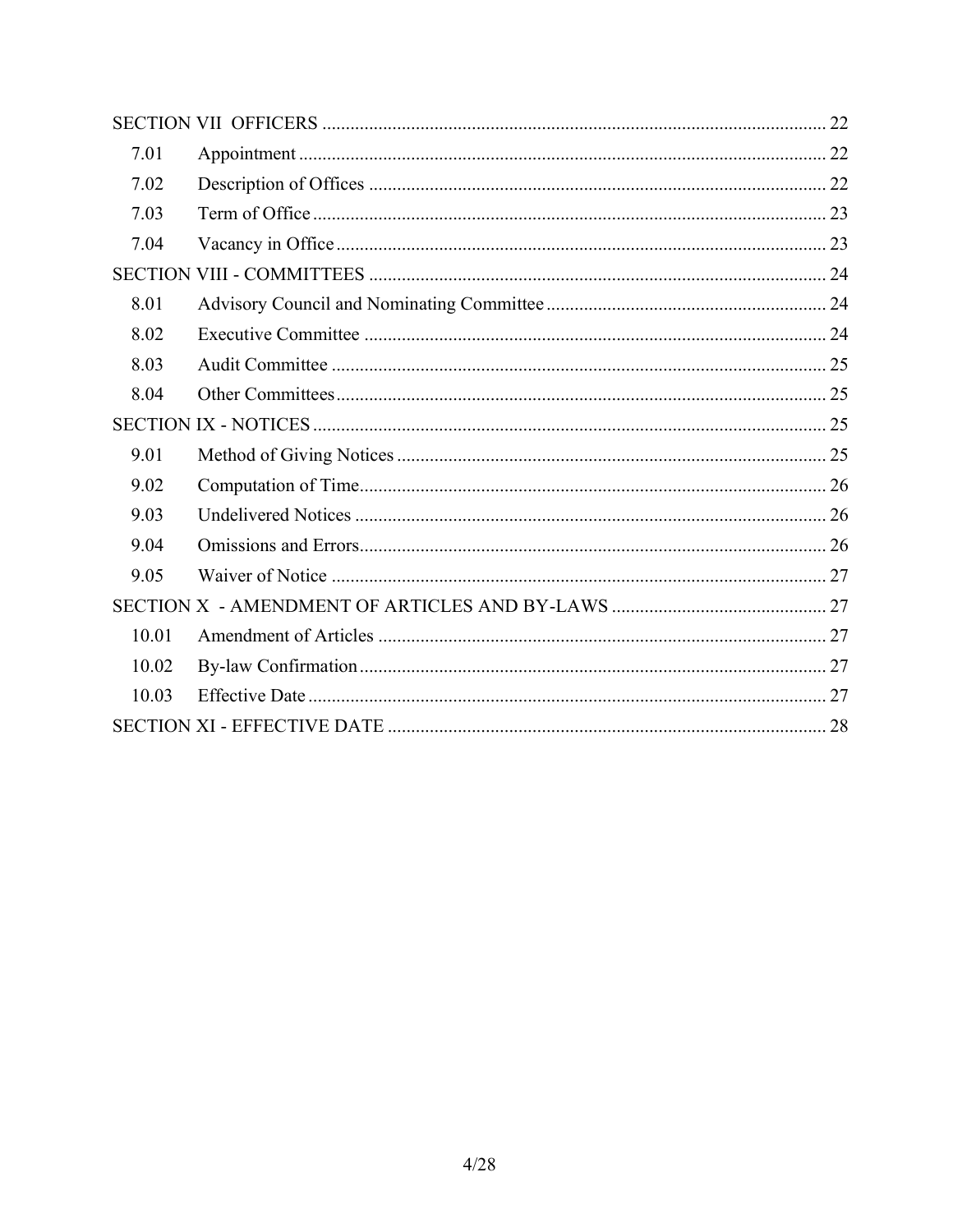| | | |
|---|---|---|
| SECTION VII OFFICERS | | 22 |
| 7.01 | Appointment | 22 |
| 7.02 | Description of Offices | 22 |
| 7.03 | Term of Office | 23 |
| 7.04 | Vacancy in Office | 23 |
| SECTION VIII - COMMITTEES | | 24 |
| 8.01 | Advisory Council and Nominating Committee | 24 |
| 8.02 | Executive Committee | 24 |
| 8.03 | Audit Committee | 25 |
| 8.04 | Other Committees | 25 |
| SECTION IX - NOTICES | | 25 |
| 9.01 | Method of Giving Notices | 25 |
| 9.02 | Computation of Time | 26 |
| 9.03 | Undelivered Notices | 26 |
| 9.04 | Omissions and Errors | 26 |
| 9.05 | Waiver of Notice | 27 |
| SECTION X - AMENDMENT OF ARTICLES AND BY-LAWS | | 27 |
| 10.01 | Amendment of Articles | 27 |
| 10.02 | By-law Confirmation | 27 |
| 10.03 | Effective Date | 27 |
| SECTION XI - EFFECTIVE DATE | | 28 |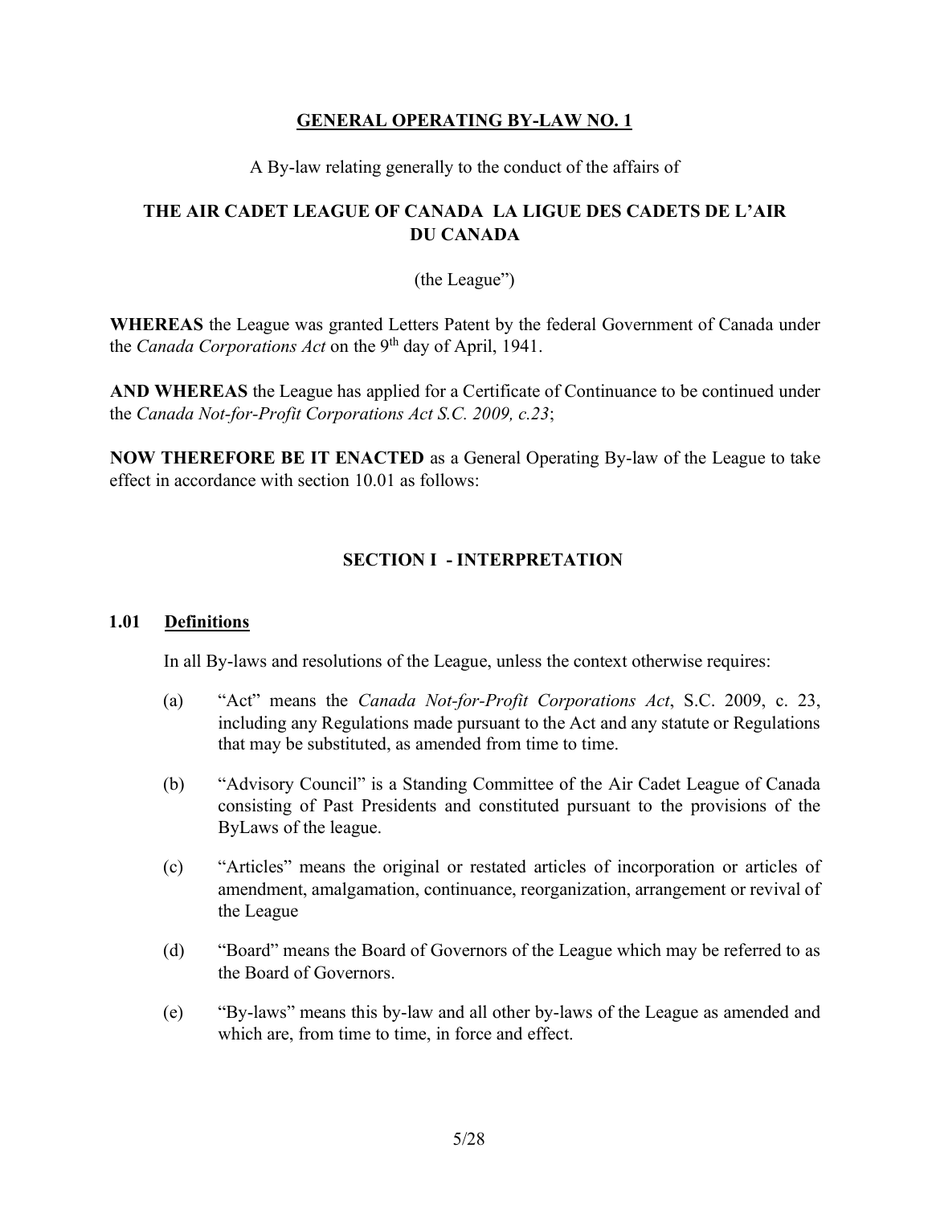# GENERAL OPERATING BY-LAW NO. 1

A By-law relating generally to the conduct of the affairs of

## THE AIR CADET LEAGUE OF CANADA LA LIGUE DES CADETS DE L'AIR DU CANADA

(the League")

**WHEREAS** the League was granted Letters Patent by the federal Government of Canada under the *Canada Corporations Act* on the 9th day of April, 1941.

**AND WHEREAS** the League has applied for a Certificate of Continuance to be continued under the *Canada Not-for-Profit Corporations Act S.C. 2009, c.23*;

**NOW THEREFORE BE IT ENACTED** as a General Operating By-law of the League to take effect in accordance with section 10.01 as follows:

## SECTION I - INTERPRETATION

### 1.01 Definitions

In all By-laws and resolutions of the League, unless the context otherwise requires:

(a) "Act" means the *Canada Not-for-Profit Corporations Act*, S.C. 2009, c. 23, including any Regulations made pursuant to the Act and any statute or Regulations that may be substituted, as amended from time to time.

(b) "Advisory Council" is a Standing Committee of the Air Cadet League of Canada consisting of Past Presidents and constituted pursuant to the provisions of the ByLaws of the league.

(c) "Articles" means the original or restated articles of incorporation or articles of amendment, amalgamation, continuance, reorganization, arrangement or revival of the League

(d) "Board" means the Board of Governors of the League which may be referred to as the Board of Governors.

(e) "By-laws" means this by-law and all other by-laws of the League as amended and which are, from time to time, in force and effect.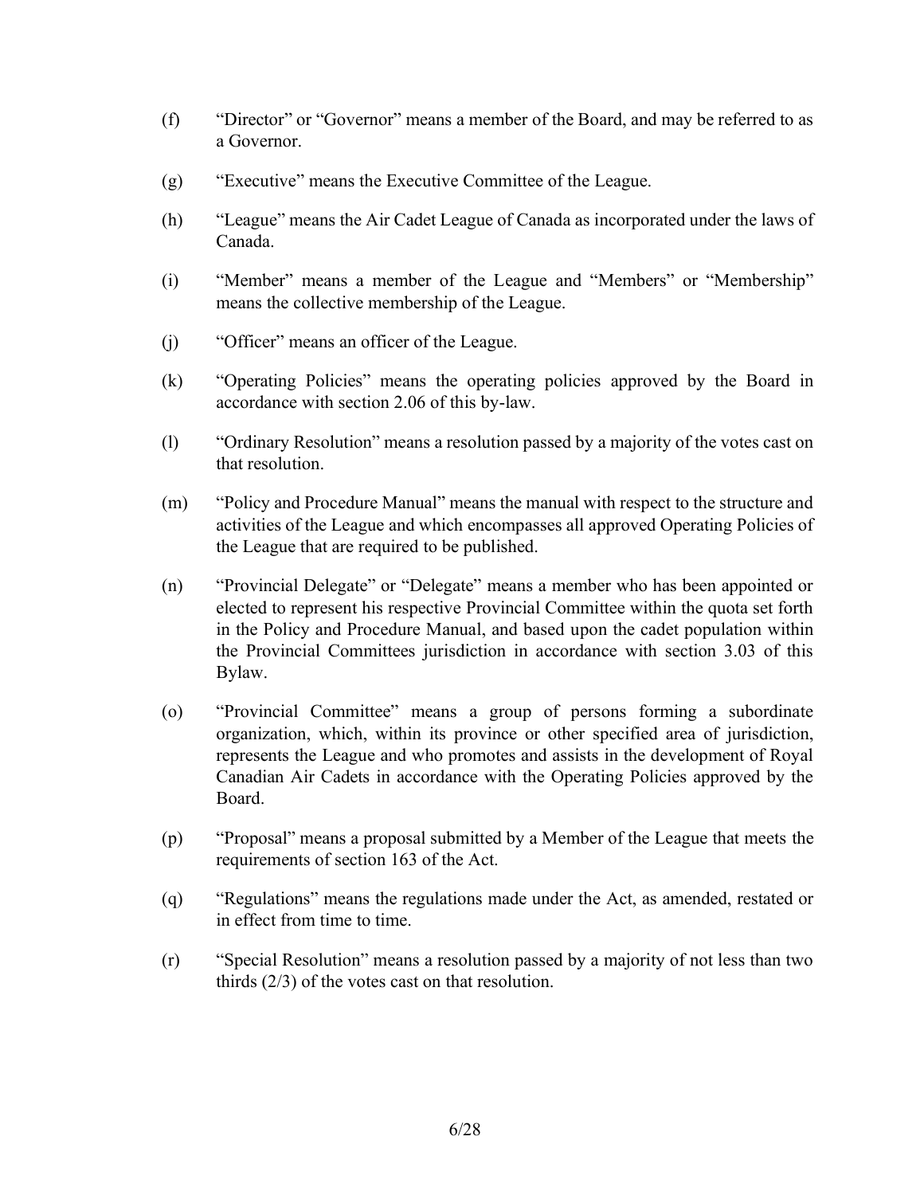(f) "Director" or "Governor" means a member of the Board, and may be referred to as a Governor.

(g) "Executive" means the Executive Committee of the League.

(h) "League" means the Air Cadet League of Canada as incorporated under the laws of Canada.

(i) "Member" means a member of the League and "Members" or "Membership" means the collective membership of the League.

(j) "Officer" means an officer of the League.

(k) "Operating Policies" means the operating policies approved by the Board in accordance with section 2.06 of this by-law.

(l) "Ordinary Resolution" means a resolution passed by a majority of the votes cast on that resolution.

(m) "Policy and Procedure Manual" means the manual with respect to the structure and activities of the League and which encompasses all approved Operating Policies of the League that are required to be published.

(n) "Provincial Delegate" or "Delegate" means a member who has been appointed or elected to represent his respective Provincial Committee within the quota set forth in the Policy and Procedure Manual, and based upon the cadet population within the Provincial Committees jurisdiction in accordance with section 3.03 of this Bylaw.

(o) "Provincial Committee" means a group of persons forming a subordinate organization, which, within its province or other specified area of jurisdiction, represents the League and who promotes and assists in the development of Royal Canadian Air Cadets in accordance with the Operating Policies approved by the Board.

(p) "Proposal" means a proposal submitted by a Member of the League that meets the requirements of section 163 of the Act.

(q) "Regulations" means the regulations made under the Act, as amended, restated or in effect from time to time.

(r) "Special Resolution" means a resolution passed by a majority of not less than two thirds (2/3) of the votes cast on that resolution.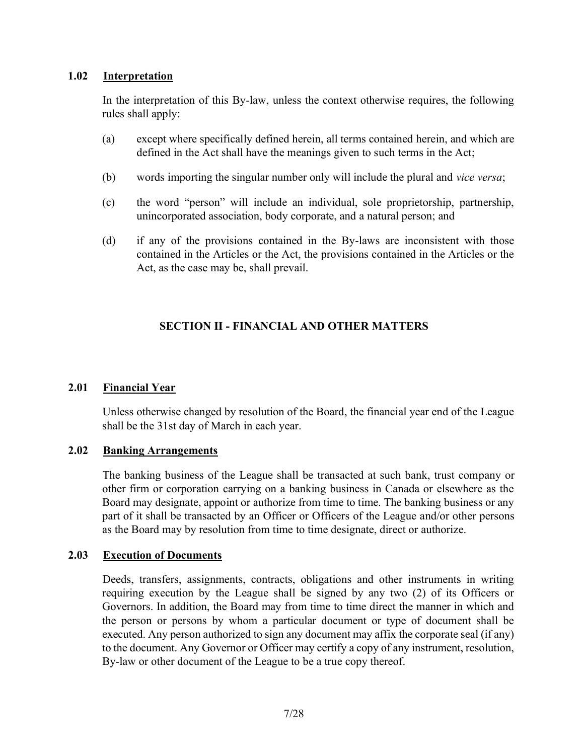### 1.02 Interpretation

In the interpretation of this By-law, unless the context otherwise requires, the following rules shall apply:

(a) except where specifically defined herein, all terms contained herein, and which are defined in the Act shall have the meanings given to such terms in the Act;

(b) words importing the singular number only will include the plural and *vice versa*;

(c) the word "person" will include an individual, sole proprietorship, partnership, unincorporated association, body corporate, and a natural person; and

(d) if any of the provisions contained in the By-laws are inconsistent with those contained in the Articles or the Act, the provisions contained in the Articles or the Act, as the case may be, shall prevail.

## SECTION II - FINANCIAL AND OTHER MATTERS

### 2.01 Financial Year

Unless otherwise changed by resolution of the Board, the financial year end of the League shall be the 31st day of March in each year.

### 2.02 Banking Arrangements

The banking business of the League shall be transacted at such bank, trust company or other firm or corporation carrying on a banking business in Canada or elsewhere as the Board may designate, appoint or authorize from time to time. The banking business or any part of it shall be transacted by an Officer or Officers of the League and/or other persons as the Board may by resolution from time to time designate, direct or authorize.

### 2.03 Execution of Documents

Deeds, transfers, assignments, contracts, obligations and other instruments in writing requiring execution by the League shall be signed by any two (2) of its Officers or Governors. In addition, the Board may from time to time direct the manner in which and the person or persons by whom a particular document or type of document shall be executed. Any person authorized to sign any document may affix the corporate seal (if any) to the document. Any Governor or Officer may certify a copy of any instrument, resolution, By-law or other document of the League to be a true copy thereof.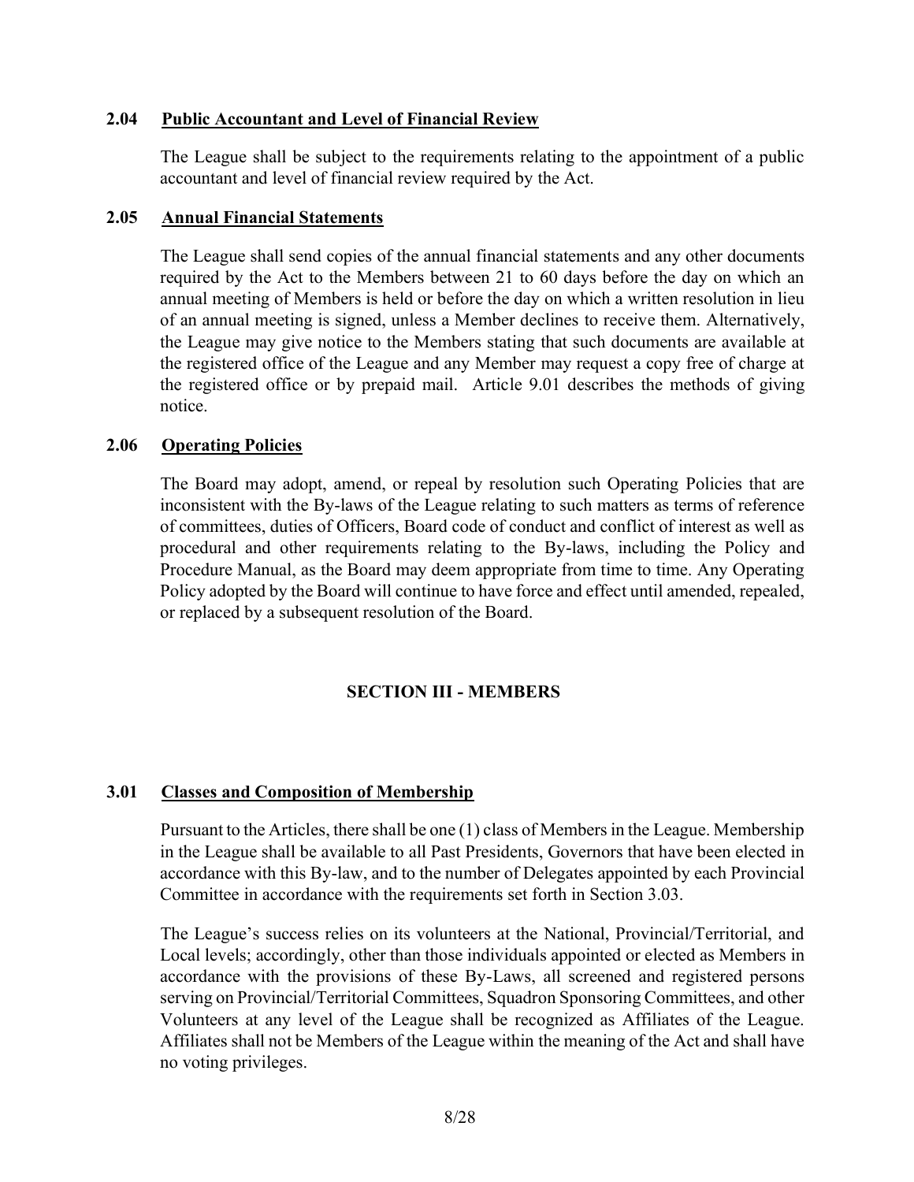### 2.04 Public Accountant and Level of Financial Review

The League shall be subject to the requirements relating to the appointment of a public accountant and level of financial review required by the Act.

### 2.05 Annual Financial Statements

The League shall send copies of the annual financial statements and any other documents required by the Act to the Members between 21 to 60 days before the day on which an annual meeting of Members is held or before the day on which a written resolution in lieu of an annual meeting is signed, unless a Member declines to receive them. Alternatively, the League may give notice to the Members stating that such documents are available at the registered office of the League and any Member may request a copy free of charge at the registered office or by prepaid mail. Article 9.01 describes the methods of giving notice.

### 2.06 Operating Policies

The Board may adopt, amend, or repeal by resolution such Operating Policies that are inconsistent with the By-laws of the League relating to such matters as terms of reference of committees, duties of Officers, Board code of conduct and conflict of interest as well as procedural and other requirements relating to the By-laws, including the Policy and Procedure Manual, as the Board may deem appropriate from time to time. Any Operating Policy adopted by the Board will continue to have force and effect until amended, repealed, or replaced by a subsequent resolution of the Board.

## SECTION III - MEMBERS

### 3.01 Classes and Composition of Membership

Pursuant to the Articles, there shall be one (1) class of Members in the League. Membership in the League shall be available to all Past Presidents, Governors that have been elected in accordance with this By-law, and to the number of Delegates appointed by each Provincial Committee in accordance with the requirements set forth in Section 3.03.

The League's success relies on its volunteers at the National, Provincial/Territorial, and Local levels; accordingly, other than those individuals appointed or elected as Members in accordance with the provisions of these By-Laws, all screened and registered persons serving on Provincial/Territorial Committees, Squadron Sponsoring Committees, and other Volunteers at any level of the League shall be recognized as Affiliates of the League. Affiliates shall not be Members of the League within the meaning of the Act and shall have no voting privileges.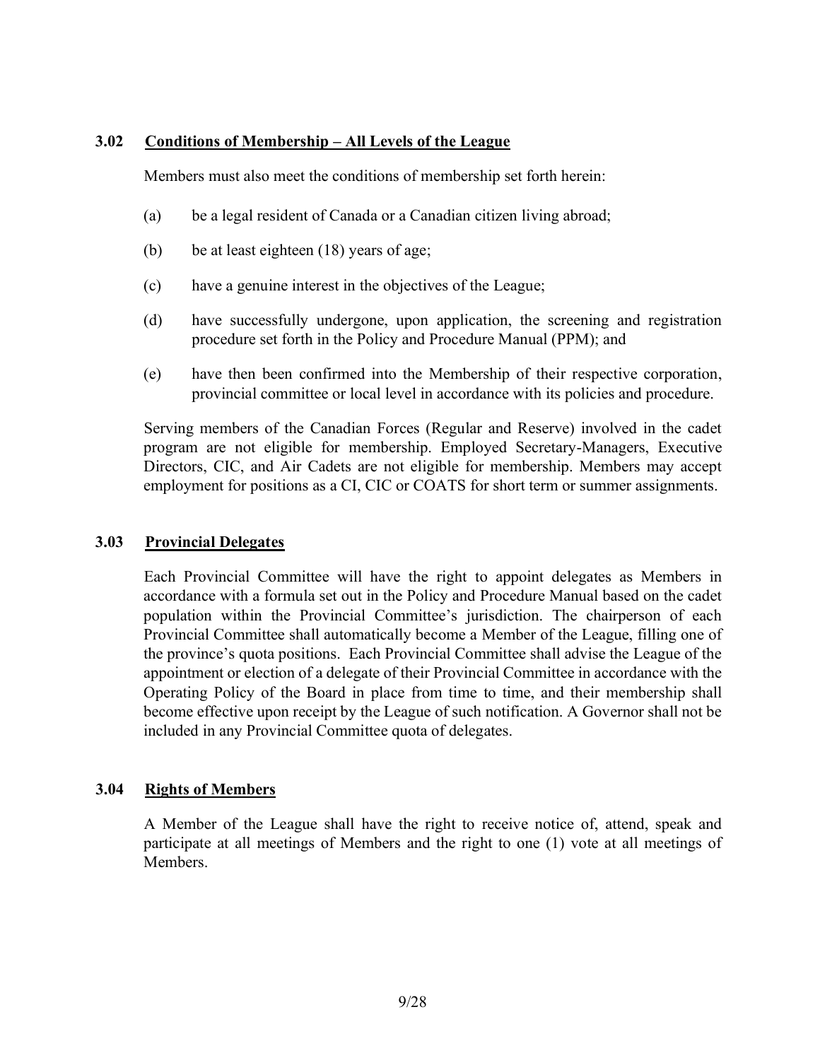### 3.02 Conditions of Membership – All Levels of the League

Members must also meet the conditions of membership set forth herein:

(a) be a legal resident of Canada or a Canadian citizen living abroad;

(b) be at least eighteen (18) years of age;

(c) have a genuine interest in the objectives of the League;

(d) have successfully undergone, upon application, the screening and registration procedure set forth in the Policy and Procedure Manual (PPM); and

(e) have then been confirmed into the Membership of their respective corporation, provincial committee or local level in accordance with its policies and procedure.

Serving members of the Canadian Forces (Regular and Reserve) involved in the cadet program are not eligible for membership. Employed Secretary-Managers, Executive Directors, CIC, and Air Cadets are not eligible for membership. Members may accept employment for positions as a CI, CIC or COATS for short term or summer assignments.

### 3.03 Provincial Delegates

Each Provincial Committee will have the right to appoint delegates as Members in accordance with a formula set out in the Policy and Procedure Manual based on the cadet population within the Provincial Committee's jurisdiction. The chairperson of each Provincial Committee shall automatically become a Member of the League, filling one of the province's quota positions. Each Provincial Committee shall advise the League of the appointment or election of a delegate of their Provincial Committee in accordance with the Operating Policy of the Board in place from time to time, and their membership shall become effective upon receipt by the League of such notification. A Governor shall not be included in any Provincial Committee quota of delegates.

### 3.04 Rights of Members

A Member of the League shall have the right to receive notice of, attend, speak and participate at all meetings of Members and the right to one (1) vote at all meetings of Members.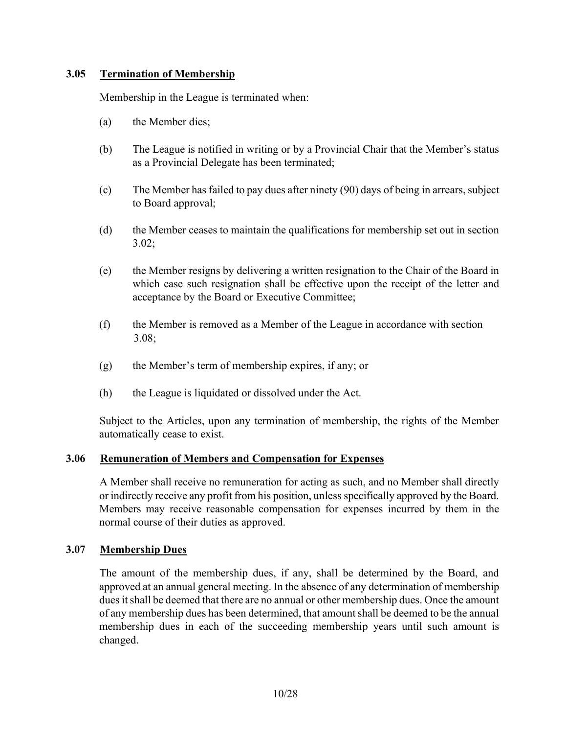### 3.05 Termination of Membership

Membership in the League is terminated when:

(a) the Member dies;

(b) The League is notified in writing or by a Provincial Chair that the Member's status as a Provincial Delegate has been terminated;

(c) The Member has failed to pay dues after ninety (90) days of being in arrears, subject to Board approval;

(d) the Member ceases to maintain the qualifications for membership set out in section 3.02;

(e) the Member resigns by delivering a written resignation to the Chair of the Board in which case such resignation shall be effective upon the receipt of the letter and acceptance by the Board or Executive Committee;

(f) the Member is removed as a Member of the League in accordance with section 3.08;

(g) the Member's term of membership expires, if any; or

(h) the League is liquidated or dissolved under the Act.

Subject to the Articles, upon any termination of membership, the rights of the Member automatically cease to exist.

### 3.06 Remuneration of Members and Compensation for Expenses

A Member shall receive no remuneration for acting as such, and no Member shall directly or indirectly receive any profit from his position, unless specifically approved by the Board. Members may receive reasonable compensation for expenses incurred by them in the normal course of their duties as approved.

### 3.07 Membership Dues

The amount of the membership dues, if any, shall be determined by the Board, and approved at an annual general meeting. In the absence of any determination of membership dues it shall be deemed that there are no annual or other membership dues. Once the amount of any membership dues has been determined, that amount shall be deemed to be the annual membership dues in each of the succeeding membership years until such amount is changed.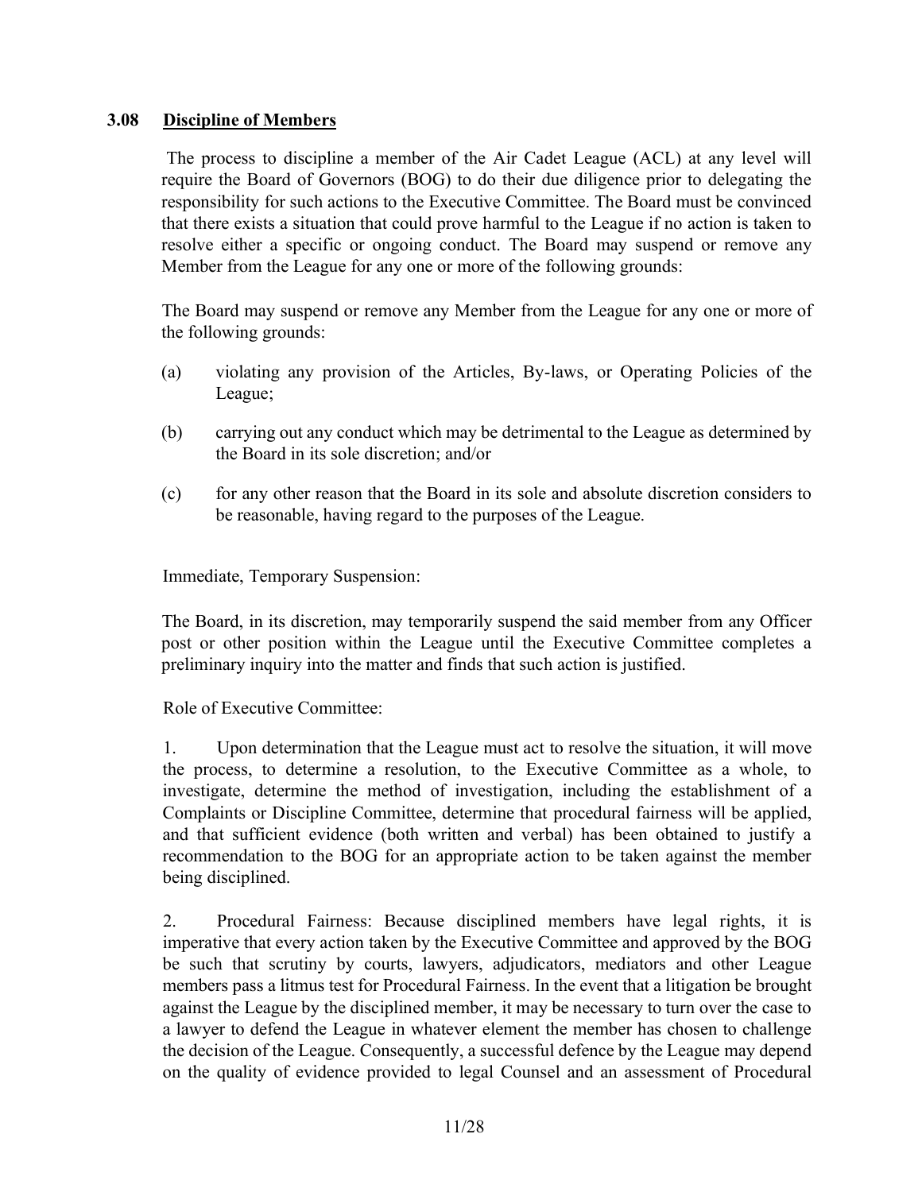### 3.08 <u>Discipline of Members</u>

The process to discipline a member of the Air Cadet League (ACL) at any level will require the Board of Governors (BOG) to do their due diligence prior to delegating the responsibility for such actions to the Executive Committee. The Board must be convinced that there exists a situation that could prove harmful to the League if no action is taken to resolve either a specific or ongoing conduct. The Board may suspend or remove any Member from the League for any one or more of the following grounds:

The Board may suspend or remove any Member from the League for any one or more of the following grounds:

(a) violating any provision of the Articles, By-laws, or Operating Policies of the League;

(b) carrying out any conduct which may be detrimental to the League as determined by the Board in its sole discretion; and/or

(c) for any other reason that the Board in its sole and absolute discretion considers to be reasonable, having regard to the purposes of the League.

Immediate, Temporary Suspension:

The Board, in its discretion, may temporarily suspend the said member from any Officer post or other position within the League until the Executive Committee completes a preliminary inquiry into the matter and finds that such action is justified.

Role of Executive Committee:

1. Upon determination that the League must act to resolve the situation, it will move the process, to determine a resolution, to the Executive Committee as a whole, to investigate, determine the method of investigation, including the establishment of a Complaints or Discipline Committee, determine that procedural fairness will be applied, and that sufficient evidence (both written and verbal) has been obtained to justify a recommendation to the BOG for an appropriate action to be taken against the member being disciplined.

2. Procedural Fairness: Because disciplined members have legal rights, it is imperative that every action taken by the Executive Committee and approved by the BOG be such that scrutiny by courts, lawyers, adjudicators, mediators and other League members pass a litmus test for Procedural Fairness. In the event that a litigation be brought against the League by the disciplined member, it may be necessary to turn over the case to a lawyer to defend the League in whatever element the member has chosen to challenge the decision of the League. Consequently, a successful defence by the League may depend on the quality of evidence provided to legal Counsel and an assessment of Procedural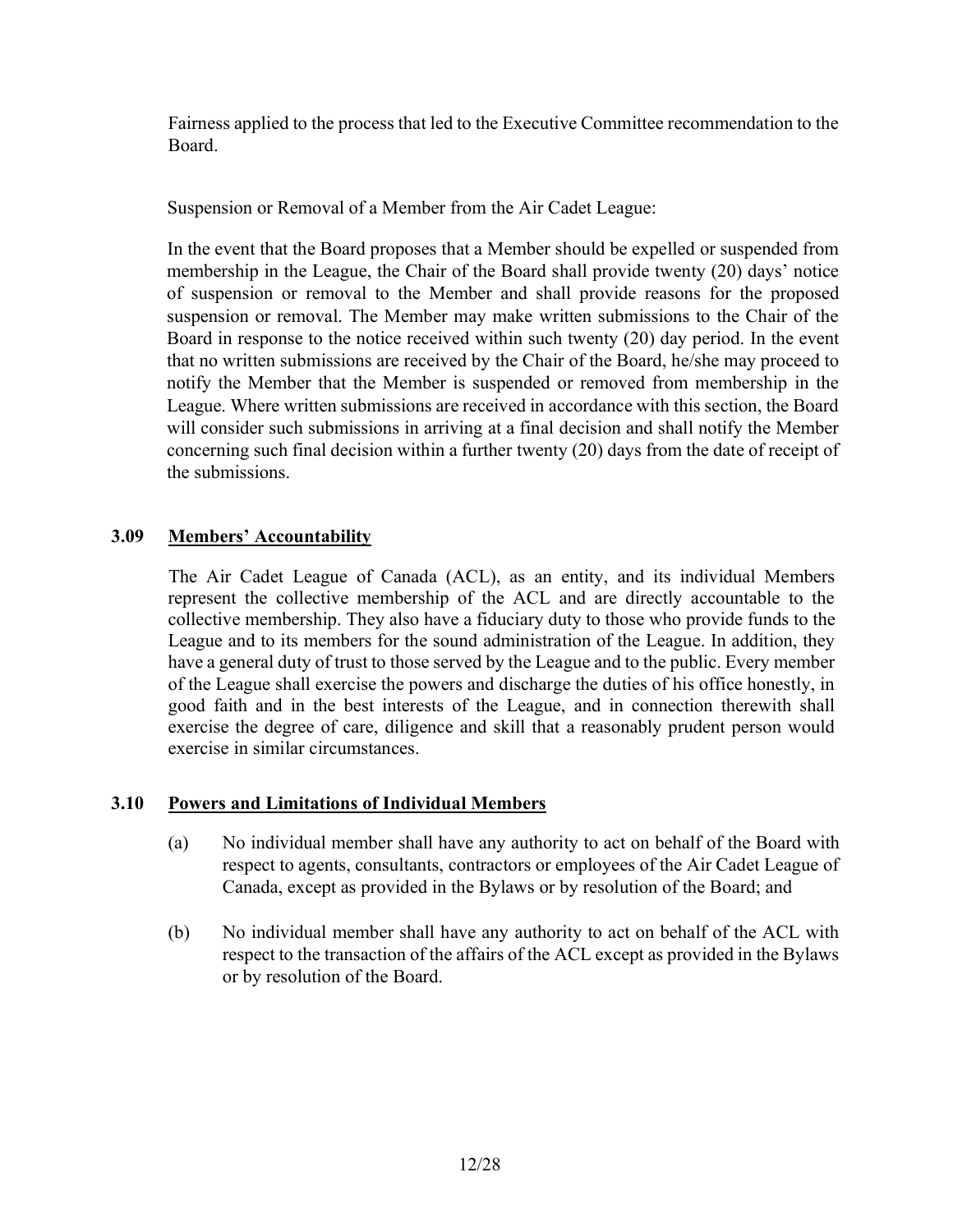Fairness applied to the process that led to the Executive Committee recommendation to the Board.

Suspension or Removal of a Member from the Air Cadet League:

In the event that the Board proposes that a Member should be expelled or suspended from membership in the League, the Chair of the Board shall provide twenty (20) days' notice of suspension or removal to the Member and shall provide reasons for the proposed suspension or removal. The Member may make written submissions to the Chair of the Board in response to the notice received within such twenty (20) day period. In the event that no written submissions are received by the Chair of the Board, he/she may proceed to notify the Member that the Member is suspended or removed from membership in the League. Where written submissions are received in accordance with this section, the Board will consider such submissions in arriving at a final decision and shall notify the Member concerning such final decision within a further twenty (20) days from the date of receipt of the submissions.

### 3.09 <u>Members' Accountability</u>

The Air Cadet League of Canada (ACL), as an entity, and its individual Members represent the collective membership of the ACL and are directly accountable to the collective membership. They also have a fiduciary duty to those who provide funds to the League and to its members for the sound administration of the League. In addition, they have a general duty of trust to those served by the League and to the public. Every member of the League shall exercise the powers and discharge the duties of his office honestly, in good faith and in the best interests of the League, and in connection therewith shall exercise the degree of care, diligence and skill that a reasonably prudent person would exercise in similar circumstances.

### 3.10 <u>Powers and Limitations of Individual Members</u>

(a) No individual member shall have any authority to act on behalf of the Board with respect to agents, consultants, contractors or employees of the Air Cadet League of Canada, except as provided in the Bylaws or by resolution of the Board; and

(b) No individual member shall have any authority to act on behalf of the ACL with respect to the transaction of the affairs of the ACL except as provided in the Bylaws or by resolution of the Board.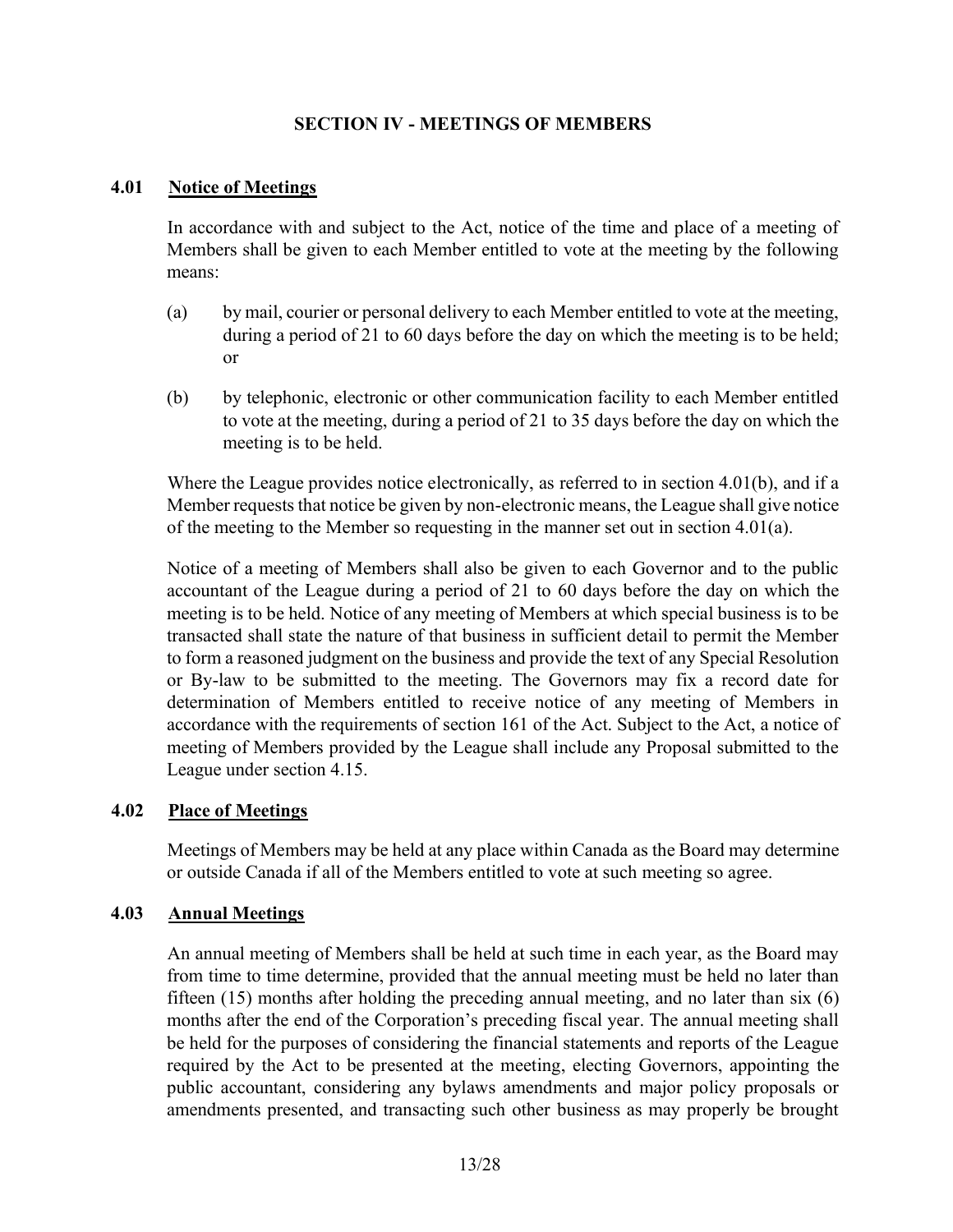## SECTION IV - MEETINGS OF MEMBERS

### 4.01 Notice of Meetings

In accordance with and subject to the Act, notice of the time and place of a meeting of Members shall be given to each Member entitled to vote at the meeting by the following means:

(a) by mail, courier or personal delivery to each Member entitled to vote at the meeting, during a period of 21 to 60 days before the day on which the meeting is to be held; or

(b) by telephonic, electronic or other communication facility to each Member entitled to vote at the meeting, during a period of 21 to 35 days before the day on which the meeting is to be held.

Where the League provides notice electronically, as referred to in section 4.01(b), and if a Member requests that notice be given by non-electronic means, the League shall give notice of the meeting to the Member so requesting in the manner set out in section 4.01(a).

Notice of a meeting of Members shall also be given to each Governor and to the public accountant of the League during a period of 21 to 60 days before the day on which the meeting is to be held. Notice of any meeting of Members at which special business is to be transacted shall state the nature of that business in sufficient detail to permit the Member to form a reasoned judgment on the business and provide the text of any Special Resolution or By-law to be submitted to the meeting. The Governors may fix a record date for determination of Members entitled to receive notice of any meeting of Members in accordance with the requirements of section 161 of the Act. Subject to the Act, a notice of meeting of Members provided by the League shall include any Proposal submitted to the League under section 4.15.

### 4.02 Place of Meetings

Meetings of Members may be held at any place within Canada as the Board may determine or outside Canada if all of the Members entitled to vote at such meeting so agree.

### 4.03 Annual Meetings

An annual meeting of Members shall be held at such time in each year, as the Board may from time to time determine, provided that the annual meeting must be held no later than fifteen (15) months after holding the preceding annual meeting, and no later than six (6) months after the end of the Corporation's preceding fiscal year. The annual meeting shall be held for the purposes of considering the financial statements and reports of the League required by the Act to be presented at the meeting, electing Governors, appointing the public accountant, considering any bylaws amendments and major policy proposals or amendments presented, and transacting such other business as may properly be brought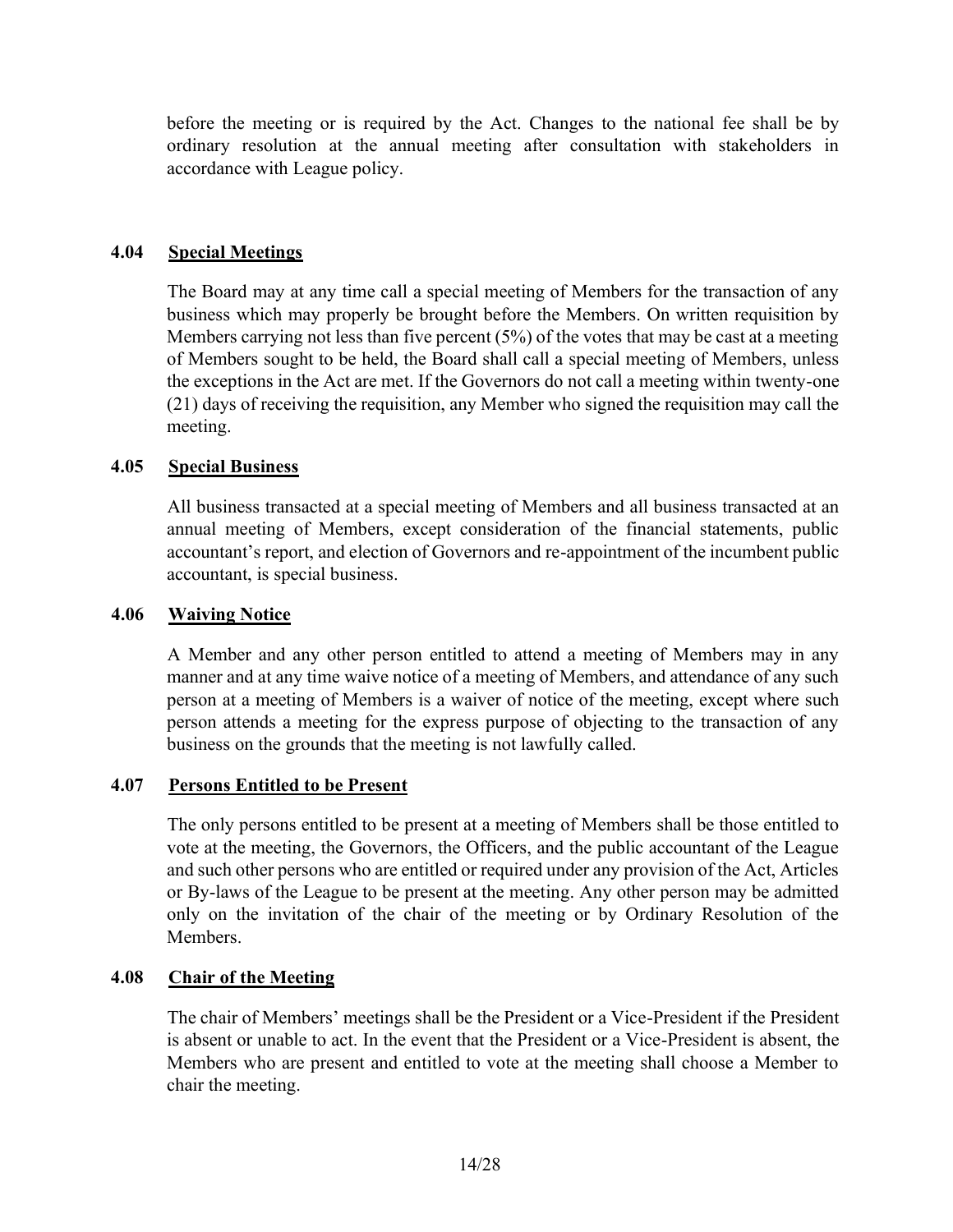before the meeting or is required by the Act. Changes to the national fee shall be by ordinary resolution at the annual meeting after consultation with stakeholders in accordance with League policy.

### 4.04 Special Meetings

The Board may at any time call a special meeting of Members for the transaction of any business which may properly be brought before the Members. On written requisition by Members carrying not less than five percent (5%) of the votes that may be cast at a meeting of Members sought to be held, the Board shall call a special meeting of Members, unless the exceptions in the Act are met. If the Governors do not call a meeting within twenty-one (21) days of receiving the requisition, any Member who signed the requisition may call the meeting.

### 4.05 Special Business

All business transacted at a special meeting of Members and all business transacted at an annual meeting of Members, except consideration of the financial statements, public accountant's report, and election of Governors and re-appointment of the incumbent public accountant, is special business.

### 4.06 Waiving Notice

A Member and any other person entitled to attend a meeting of Members may in any manner and at any time waive notice of a meeting of Members, and attendance of any such person at a meeting of Members is a waiver of notice of the meeting, except where such person attends a meeting for the express purpose of objecting to the transaction of any business on the grounds that the meeting is not lawfully called.

### 4.07 Persons Entitled to be Present

The only persons entitled to be present at a meeting of Members shall be those entitled to vote at the meeting, the Governors, the Officers, and the public accountant of the League and such other persons who are entitled or required under any provision of the Act, Articles or By-laws of the League to be present at the meeting. Any other person may be admitted only on the invitation of the chair of the meeting or by Ordinary Resolution of the Members.

### 4.08 Chair of the Meeting

The chair of Members' meetings shall be the President or a Vice-President if the President is absent or unable to act. In the event that the President or a Vice-President is absent, the Members who are present and entitled to vote at the meeting shall choose a Member to chair the meeting.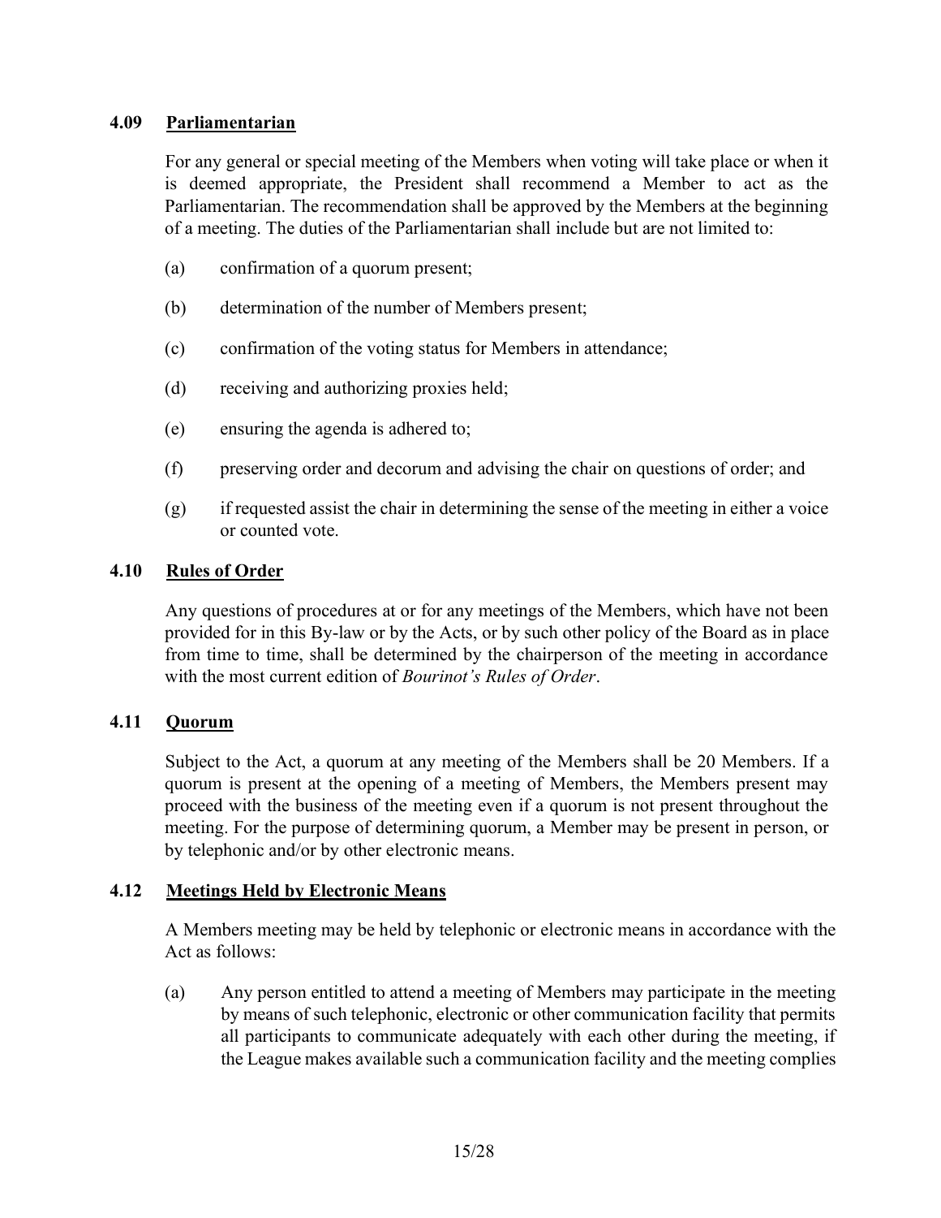### 4.09 Parliamentarian

For any general or special meeting of the Members when voting will take place or when it is deemed appropriate, the President shall recommend a Member to act as the Parliamentarian. The recommendation shall be approved by the Members at the beginning of a meeting. The duties of the Parliamentarian shall include but are not limited to:

(a) confirmation of a quorum present;

(b) determination of the number of Members present;

(c) confirmation of the voting status for Members in attendance;

(d) receiving and authorizing proxies held;

(e) ensuring the agenda is adhered to;

(f) preserving order and decorum and advising the chair on questions of order; and

(g) if requested assist the chair in determining the sense of the meeting in either a voice or counted vote.

### 4.10 Rules of Order

Any questions of procedures at or for any meetings of the Members, which have not been provided for in this By-law or by the Acts, or by such other policy of the Board as in place from time to time, shall be determined by the chairperson of the meeting in accordance with the most current edition of *Bourinot's Rules of Order*.

### 4.11 Quorum

Subject to the Act, a quorum at any meeting of the Members shall be 20 Members. If a quorum is present at the opening of a meeting of Members, the Members present may proceed with the business of the meeting even if a quorum is not present throughout the meeting. For the purpose of determining quorum, a Member may be present in person, or by telephonic and/or by other electronic means.

### 4.12 Meetings Held by Electronic Means

A Members meeting may be held by telephonic or electronic means in accordance with the Act as follows:

(a) Any person entitled to attend a meeting of Members may participate in the meeting by means of such telephonic, electronic or other communication facility that permits all participants to communicate adequately with each other during the meeting, if the League makes available such a communication facility and the meeting complies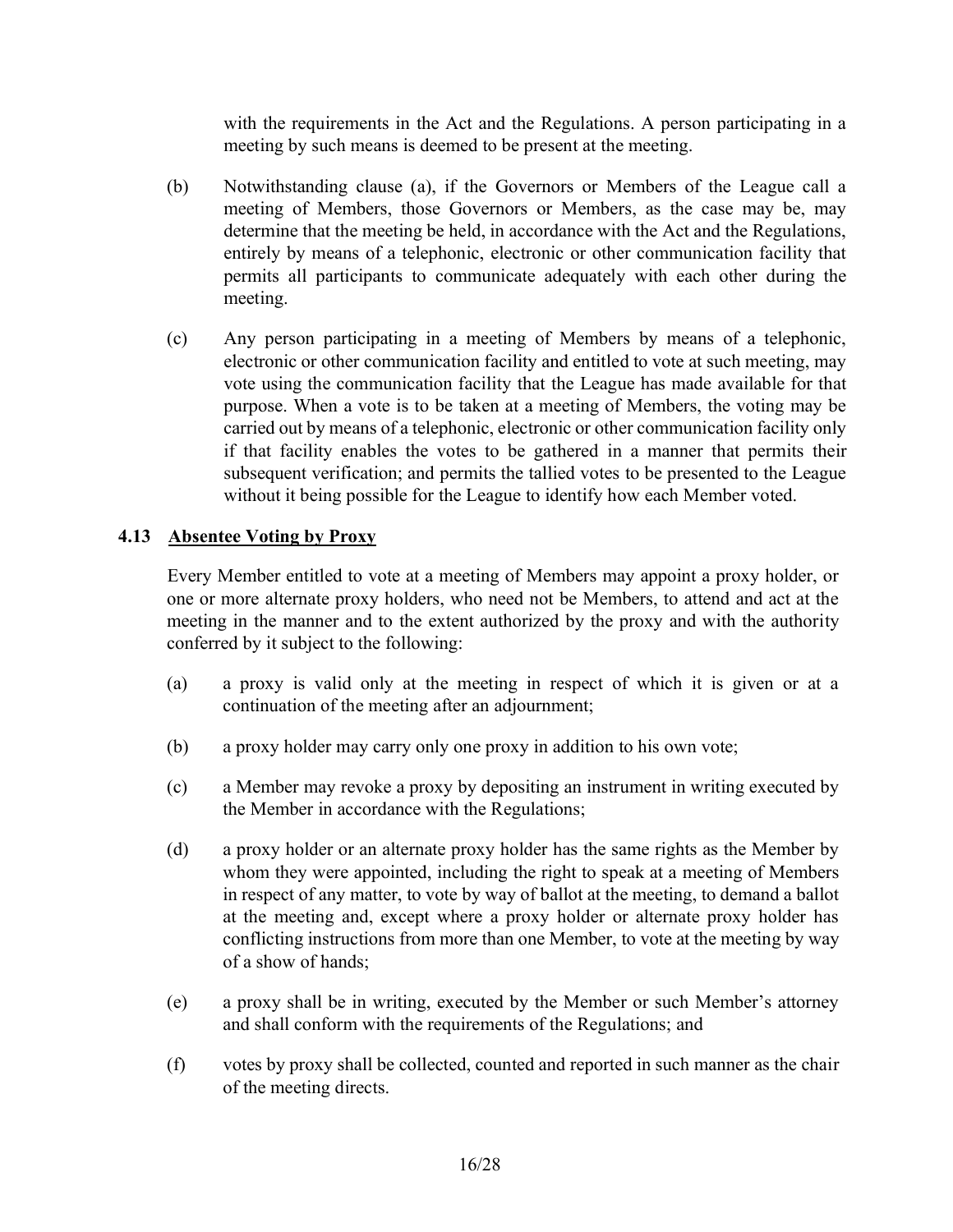with the requirements in the Act and the Regulations. A person participating in a meeting by such means is deemed to be present at the meeting.

(b) Notwithstanding clause (a), if the Governors or Members of the League call a meeting of Members, those Governors or Members, as the case may be, may determine that the meeting be held, in accordance with the Act and the Regulations, entirely by means of a telephonic, electronic or other communication facility that permits all participants to communicate adequately with each other during the meeting.

(c) Any person participating in a meeting of Members by means of a telephonic, electronic or other communication facility and entitled to vote at such meeting, may vote using the communication facility that the League has made available for that purpose. When a vote is to be taken at a meeting of Members, the voting may be carried out by means of a telephonic, electronic or other communication facility only if that facility enables the votes to be gathered in a manner that permits their subsequent verification; and permits the tallied votes to be presented to the League without it being possible for the League to identify how each Member voted.

### 4.13 <u>Absentee Voting by Proxy</u>

Every Member entitled to vote at a meeting of Members may appoint a proxy holder, or one or more alternate proxy holders, who need not be Members, to attend and act at the meeting in the manner and to the extent authorized by the proxy and with the authority conferred by it subject to the following:

(a) a proxy is valid only at the meeting in respect of which it is given or at a continuation of the meeting after an adjournment;

(b) a proxy holder may carry only one proxy in addition to his own vote;

(c) a Member may revoke a proxy by depositing an instrument in writing executed by the Member in accordance with the Regulations;

(d) a proxy holder or an alternate proxy holder has the same rights as the Member by whom they were appointed, including the right to speak at a meeting of Members in respect of any matter, to vote by way of ballot at the meeting, to demand a ballot at the meeting and, except where a proxy holder or alternate proxy holder has conflicting instructions from more than one Member, to vote at the meeting by way of a show of hands;

(e) a proxy shall be in writing, executed by the Member or such Member's attorney and shall conform with the requirements of the Regulations; and

(f) votes by proxy shall be collected, counted and reported in such manner as the chair of the meeting directs.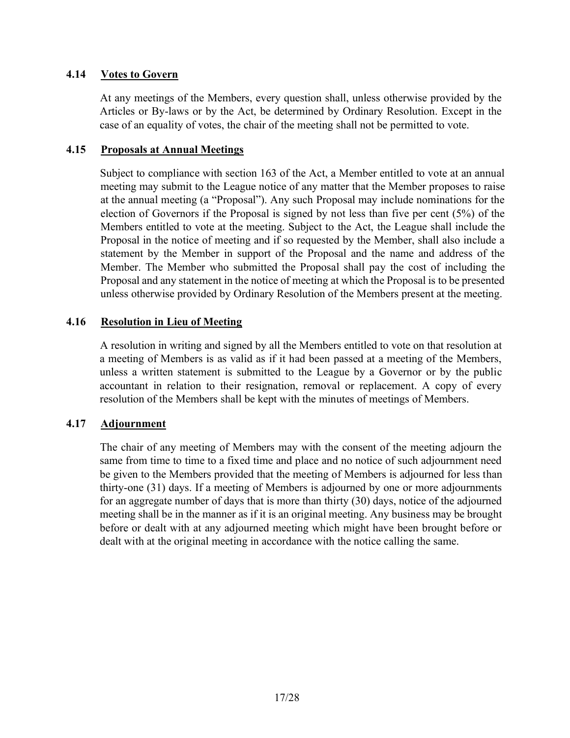### 4.14 Votes to Govern

At any meetings of the Members, every question shall, unless otherwise provided by the Articles or By-laws or by the Act, be determined by Ordinary Resolution. Except in the case of an equality of votes, the chair of the meeting shall not be permitted to vote.

### 4.15 Proposals at Annual Meetings

Subject to compliance with section 163 of the Act, a Member entitled to vote at an annual meeting may submit to the League notice of any matter that the Member proposes to raise at the annual meeting (a "Proposal"). Any such Proposal may include nominations for the election of Governors if the Proposal is signed by not less than five per cent (5%) of the Members entitled to vote at the meeting. Subject to the Act, the League shall include the Proposal in the notice of meeting and if so requested by the Member, shall also include a statement by the Member in support of the Proposal and the name and address of the Member. The Member who submitted the Proposal shall pay the cost of including the Proposal and any statement in the notice of meeting at which the Proposal is to be presented unless otherwise provided by Ordinary Resolution of the Members present at the meeting.

### 4.16 Resolution in Lieu of Meeting

A resolution in writing and signed by all the Members entitled to vote on that resolution at a meeting of Members is as valid as if it had been passed at a meeting of the Members, unless a written statement is submitted to the League by a Governor or by the public accountant in relation to their resignation, removal or replacement. A copy of every resolution of the Members shall be kept with the minutes of meetings of Members.

### 4.17 Adjournment

The chair of any meeting of Members may with the consent of the meeting adjourn the same from time to time to a fixed time and place and no notice of such adjournment need be given to the Members provided that the meeting of Members is adjourned for less than thirty-one (31) days. If a meeting of Members is adjourned by one or more adjournments for an aggregate number of days that is more than thirty (30) days, notice of the adjourned meeting shall be in the manner as if it is an original meeting. Any business may be brought before or dealt with at any adjourned meeting which might have been brought before or dealt with at the original meeting in accordance with the notice calling the same.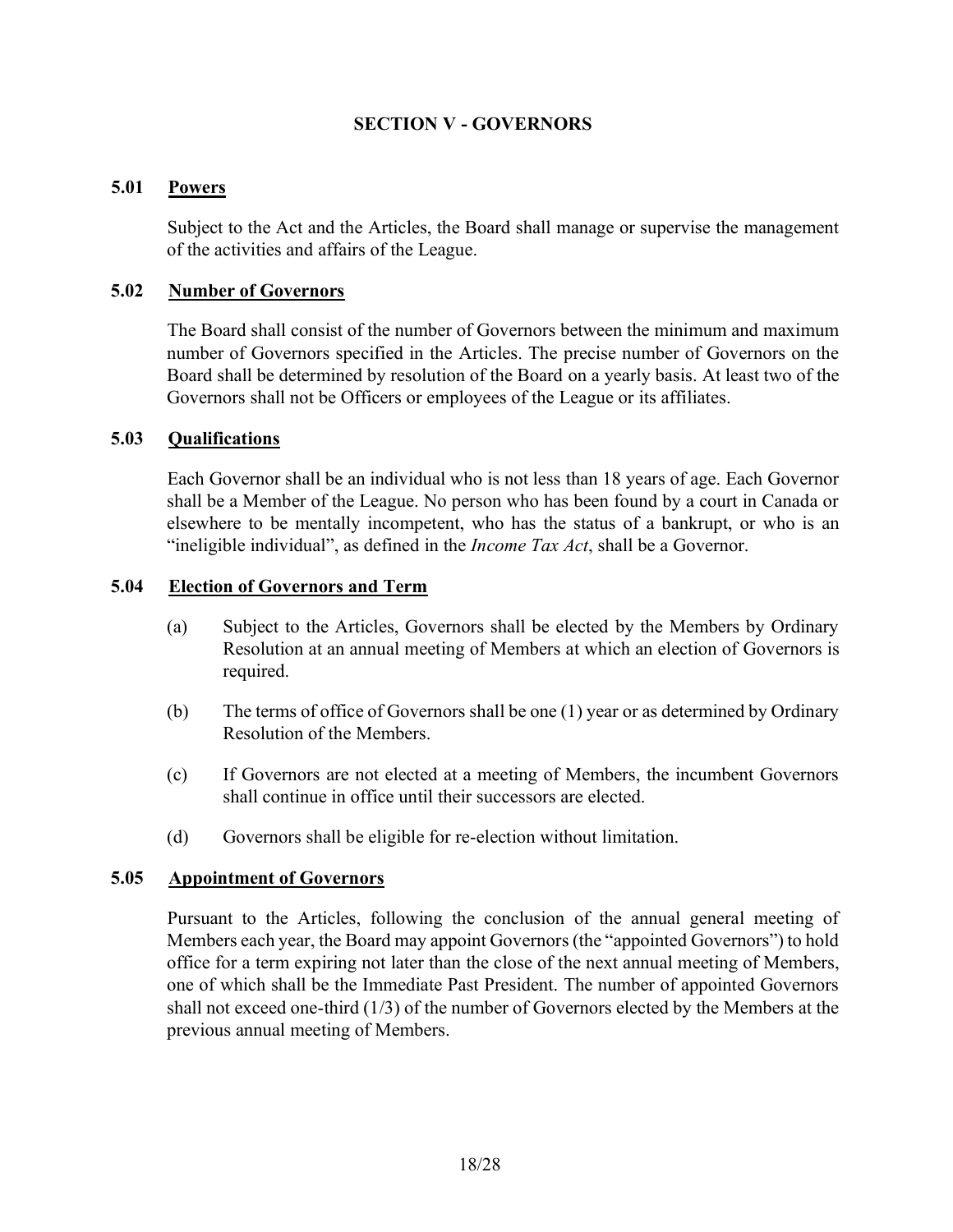## SECTION V - GOVERNORS

### 5.01 <u>Powers</u>

Subject to the Act and the Articles, the Board shall manage or supervise the management of the activities and affairs of the League.

### 5.02 <u>Number of Governors</u>

The Board shall consist of the number of Governors between the minimum and maximum number of Governors specified in the Articles. The precise number of Governors on the Board shall be determined by resolution of the Board on a yearly basis. At least two of the Governors shall not be Officers or employees of the League or its affiliates.

### 5.03 <u>Qualifications</u>

Each Governor shall be an individual who is not less than 18 years of age. Each Governor shall be a Member of the League. No person who has been found by a court in Canada or elsewhere to be mentally incompetent, who has the status of a bankrupt, or who is an "ineligible individual", as defined in the *Income Tax Act*, shall be a Governor.

### 5.04 <u>Election of Governors and Term</u>

(a) Subject to the Articles, Governors shall be elected by the Members by Ordinary Resolution at an annual meeting of Members at which an election of Governors is required.

(b) The terms of office of Governors shall be one (1) year or as determined by Ordinary Resolution of the Members.

(c) If Governors are not elected at a meeting of Members, the incumbent Governors shall continue in office until their successors are elected.

(d) Governors shall be eligible for re-election without limitation.

### 5.05 <u>Appointment of Governors</u>

Pursuant to the Articles, following the conclusion of the annual general meeting of Members each year, the Board may appoint Governors (the "appointed Governors") to hold office for a term expiring not later than the close of the next annual meeting of Members, one of which shall be the Immediate Past President. The number of appointed Governors shall not exceed one-third (1/3) of the number of Governors elected by the Members at the previous annual meeting of Members.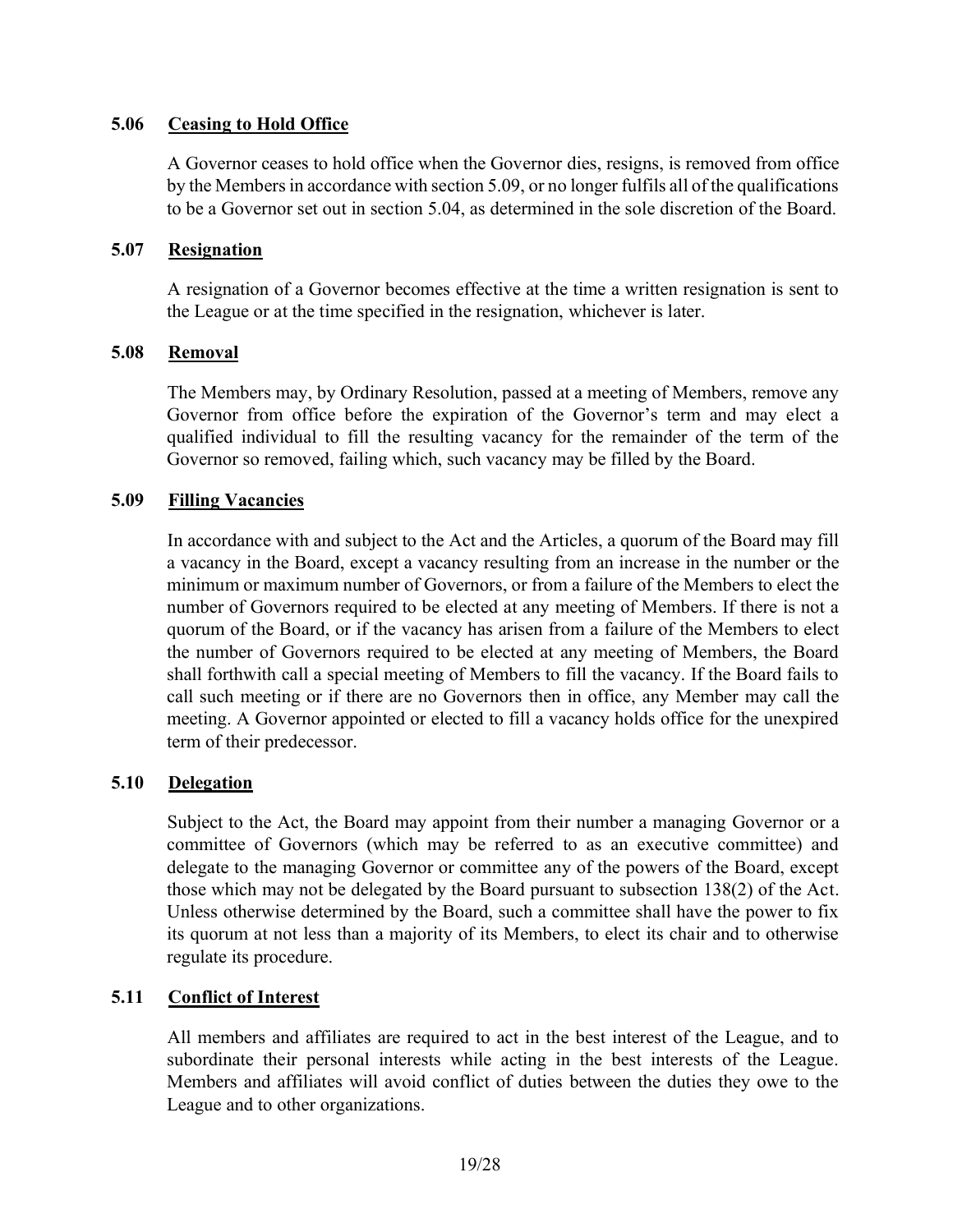### 5.06 <u>Ceasing to Hold Office</u>

A Governor ceases to hold office when the Governor dies, resigns, is removed from office by the Members in accordance with section 5.09, or no longer fulfils all of the qualifications to be a Governor set out in section 5.04, as determined in the sole discretion of the Board.

### 5.07 <u>Resignation</u>

A resignation of a Governor becomes effective at the time a written resignation is sent to the League or at the time specified in the resignation, whichever is later.

### 5.08 <u>Removal</u>

The Members may, by Ordinary Resolution, passed at a meeting of Members, remove any Governor from office before the expiration of the Governor's term and may elect a qualified individual to fill the resulting vacancy for the remainder of the term of the Governor so removed, failing which, such vacancy may be filled by the Board.

### 5.09 <u>Filling Vacancies</u>

In accordance with and subject to the Act and the Articles, a quorum of the Board may fill a vacancy in the Board, except a vacancy resulting from an increase in the number or the minimum or maximum number of Governors, or from a failure of the Members to elect the number of Governors required to be elected at any meeting of Members. If there is not a quorum of the Board, or if the vacancy has arisen from a failure of the Members to elect the number of Governors required to be elected at any meeting of Members, the Board shall forthwith call a special meeting of Members to fill the vacancy. If the Board fails to call such meeting or if there are no Governors then in office, any Member may call the meeting. A Governor appointed or elected to fill a vacancy holds office for the unexpired term of their predecessor.

### 5.10 <u>Delegation</u>

Subject to the Act, the Board may appoint from their number a managing Governor or a committee of Governors (which may be referred to as an executive committee) and delegate to the managing Governor or committee any of the powers of the Board, except those which may not be delegated by the Board pursuant to subsection 138(2) of the Act. Unless otherwise determined by the Board, such a committee shall have the power to fix its quorum at not less than a majority of its Members, to elect its chair and to otherwise regulate its procedure.

### 5.11 <u>Conflict of Interest</u>

All members and affiliates are required to act in the best interest of the League, and to subordinate their personal interests while acting in the best interests of the League. Members and affiliates will avoid conflict of duties between the duties they owe to the League and to other organizations.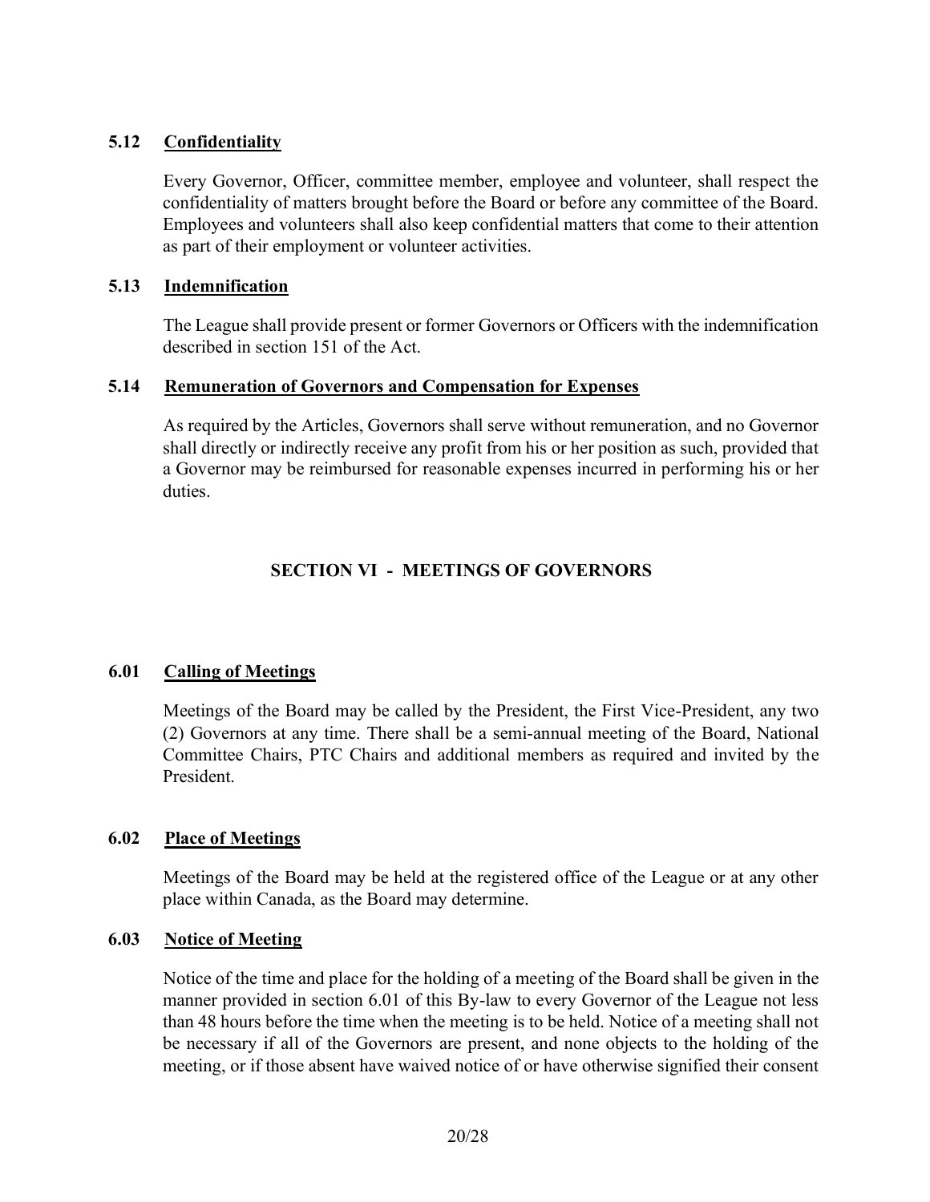### 5.12 Confidentiality

Every Governor, Officer, committee member, employee and volunteer, shall respect the confidentiality of matters brought before the Board or before any committee of the Board. Employees and volunteers shall also keep confidential matters that come to their attention as part of their employment or volunteer activities.

### 5.13 Indemnification

The League shall provide present or former Governors or Officers with the indemnification described in section 151 of the Act.

### 5.14 Remuneration of Governors and Compensation for Expenses

As required by the Articles, Governors shall serve without remuneration, and no Governor shall directly or indirectly receive any profit from his or her position as such, provided that a Governor may be reimbursed for reasonable expenses incurred in performing his or her duties.

## SECTION VI - MEETINGS OF GOVERNORS

### 6.01 Calling of Meetings

Meetings of the Board may be called by the President, the First Vice-President, any two (2) Governors at any time. There shall be a semi-annual meeting of the Board, National Committee Chairs, PTC Chairs and additional members as required and invited by the President.

### 6.02 Place of Meetings

Meetings of the Board may be held at the registered office of the League or at any other place within Canada, as the Board may determine.

### 6.03 Notice of Meeting

Notice of the time and place for the holding of a meeting of the Board shall be given in the manner provided in section 6.01 of this By-law to every Governor of the League not less than 48 hours before the time when the meeting is to be held. Notice of a meeting shall not be necessary if all of the Governors are present, and none objects to the holding of the meeting, or if those absent have waived notice of or have otherwise signified their consent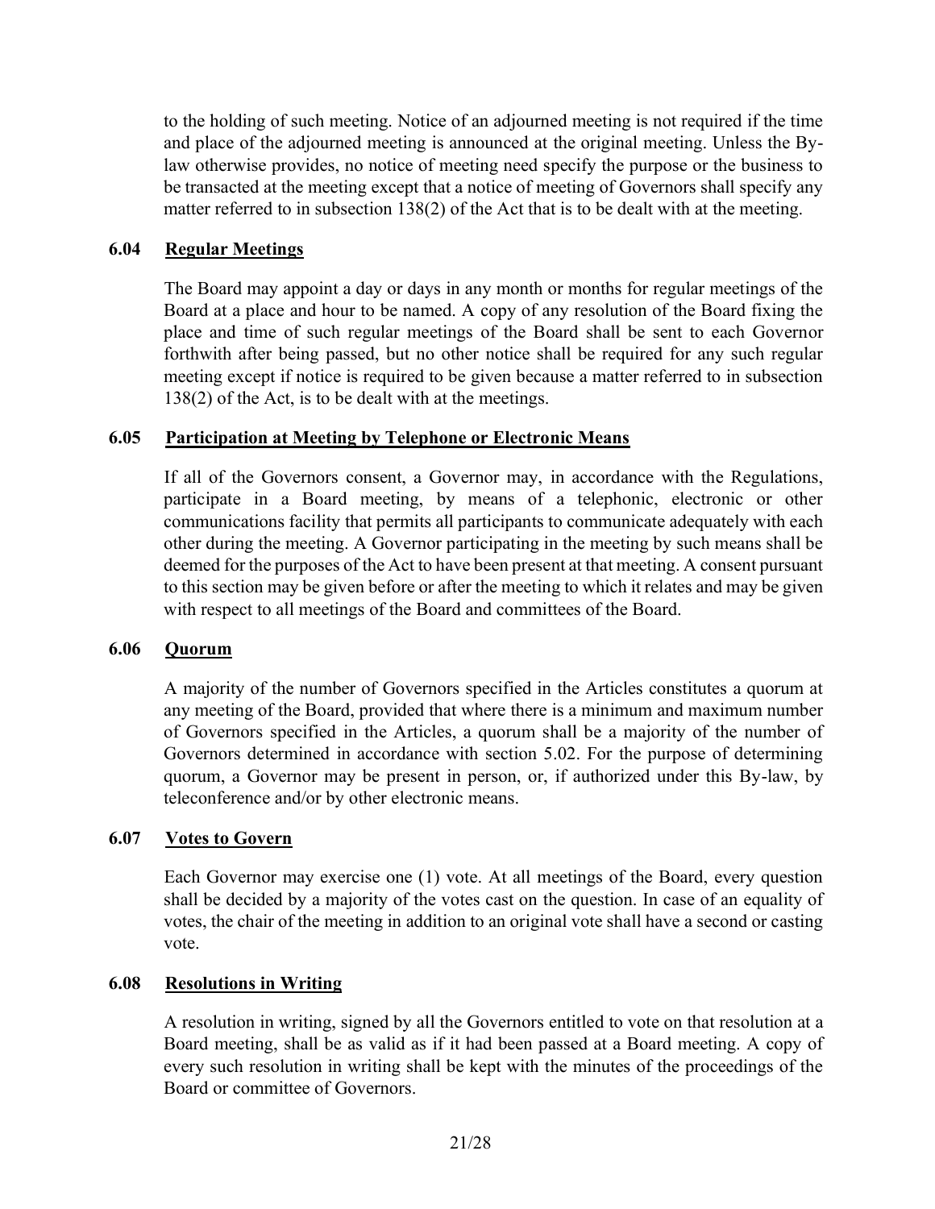to the holding of such meeting. Notice of an adjourned meeting is not required if the time and place of the adjourned meeting is announced at the original meeting. Unless the By-law otherwise provides, no notice of meeting need specify the purpose or the business to be transacted at the meeting except that a notice of meeting of Governors shall specify any matter referred to in subsection 138(2) of the Act that is to be dealt with at the meeting.

### 6.04 Regular Meetings

The Board may appoint a day or days in any month or months for regular meetings of the Board at a place and hour to be named. A copy of any resolution of the Board fixing the place and time of such regular meetings of the Board shall be sent to each Governor forthwith after being passed, but no other notice shall be required for any such regular meeting except if notice is required to be given because a matter referred to in subsection 138(2) of the Act, is to be dealt with at the meetings.

### 6.05 Participation at Meeting by Telephone or Electronic Means

If all of the Governors consent, a Governor may, in accordance with the Regulations, participate in a Board meeting, by means of a telephonic, electronic or other communications facility that permits all participants to communicate adequately with each other during the meeting. A Governor participating in the meeting by such means shall be deemed for the purposes of the Act to have been present at that meeting. A consent pursuant to this section may be given before or after the meeting to which it relates and may be given with respect to all meetings of the Board and committees of the Board.

### 6.06 Quorum

A majority of the number of Governors specified in the Articles constitutes a quorum at any meeting of the Board, provided that where there is a minimum and maximum number of Governors specified in the Articles, a quorum shall be a majority of the number of Governors determined in accordance with section 5.02. For the purpose of determining quorum, a Governor may be present in person, or, if authorized under this By-law, by teleconference and/or by other electronic means.

### 6.07 Votes to Govern

Each Governor may exercise one (1) vote. At all meetings of the Board, every question shall be decided by a majority of the votes cast on the question. In case of an equality of votes, the chair of the meeting in addition to an original vote shall have a second or casting vote.

### 6.08 Resolutions in Writing

A resolution in writing, signed by all the Governors entitled to vote on that resolution at a Board meeting, shall be as valid as if it had been passed at a Board meeting. A copy of every such resolution in writing shall be kept with the minutes of the proceedings of the Board or committee of Governors.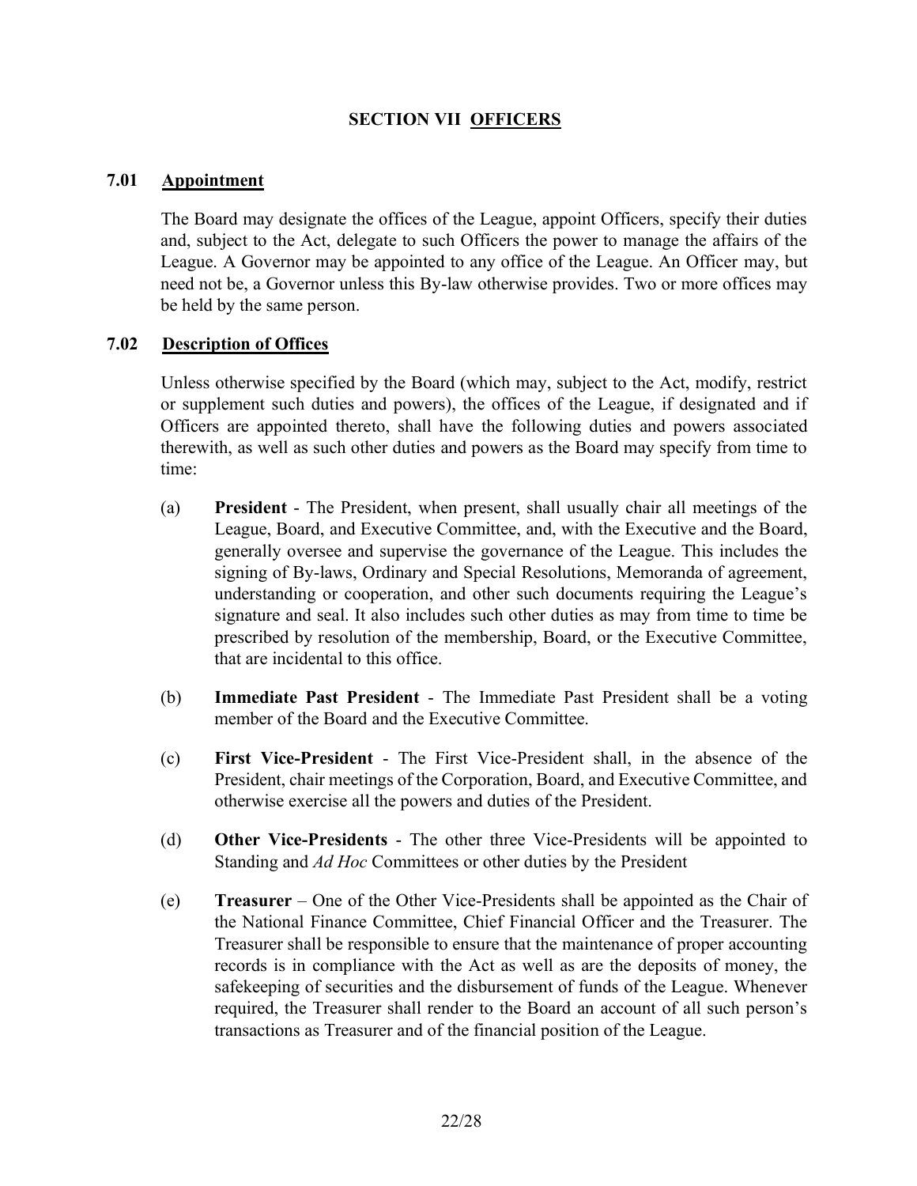## SECTION VII OFFICERS

### 7.01 Appointment

The Board may designate the offices of the League, appoint Officers, specify their duties and, subject to the Act, delegate to such Officers the power to manage the affairs of the League. A Governor may be appointed to any office of the League. An Officer may, but need not be, a Governor unless this By-law otherwise provides. Two or more offices may be held by the same person.

### 7.02 Description of Offices

Unless otherwise specified by the Board (which may, subject to the Act, modify, restrict or supplement such duties and powers), the offices of the League, if designated and if Officers are appointed thereto, shall have the following duties and powers associated therewith, as well as such other duties and powers as the Board may specify from time to time:

(a) **President** - The President, when present, shall usually chair all meetings of the League, Board, and Executive Committee, and, with the Executive and the Board, generally oversee and supervise the governance of the League. This includes the signing of By-laws, Ordinary and Special Resolutions, Memoranda of agreement, understanding or cooperation, and other such documents requiring the League's signature and seal. It also includes such other duties as may from time to time be prescribed by resolution of the membership, Board, or the Executive Committee, that are incidental to this office.

(b) **Immediate Past President** - The Immediate Past President shall be a voting member of the Board and the Executive Committee.

(c) **First Vice-President** - The First Vice-President shall, in the absence of the President, chair meetings of the Corporation, Board, and Executive Committee, and otherwise exercise all the powers and duties of the President.

(d) **Other Vice-Presidents** - The other three Vice-Presidents will be appointed to Standing and *Ad Hoc* Committees or other duties by the President

(e) **Treasurer** – One of the Other Vice-Presidents shall be appointed as the Chair of the National Finance Committee, Chief Financial Officer and the Treasurer. The Treasurer shall be responsible to ensure that the maintenance of proper accounting records is in compliance with the Act as well as are the deposits of money, the safekeeping of securities and the disbursement of funds of the League. Whenever required, the Treasurer shall render to the Board an account of all such person's transactions as Treasurer and of the financial position of the League.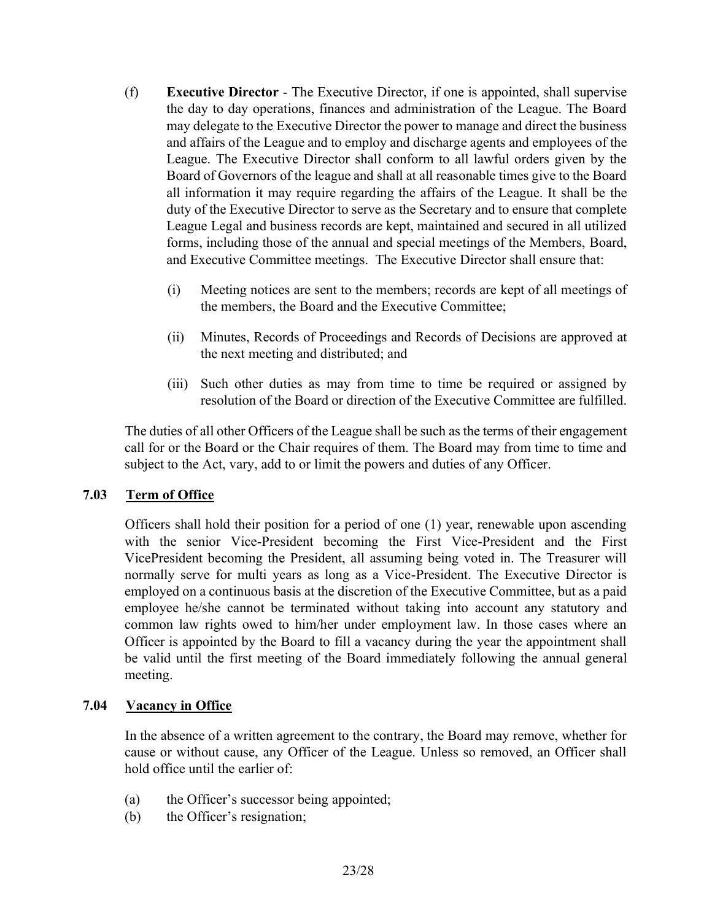(f) **Executive Director** - The Executive Director, if one is appointed, shall supervise the day to day operations, finances and administration of the League. The Board may delegate to the Executive Director the power to manage and direct the business and affairs of the League and to employ and discharge agents and employees of the League. The Executive Director shall conform to all lawful orders given by the Board of Governors of the league and shall at all reasonable times give to the Board all information it may require regarding the affairs of the League. It shall be the duty of the Executive Director to serve as the Secretary and to ensure that complete League Legal and business records are kept, maintained and secured in all utilized forms, including those of the annual and special meetings of the Members, Board, and Executive Committee meetings. The Executive Director shall ensure that:

   (i) Meeting notices are sent to the members; records are kept of all meetings of the members, the Board and the Executive Committee;

   (ii) Minutes, Records of Proceedings and Records of Decisions are approved at the next meeting and distributed; and

   (iii) Such other duties as may from time to time be required or assigned by resolution of the Board or direction of the Executive Committee are fulfilled.

The duties of all other Officers of the League shall be such as the terms of their engagement call for or the Board or the Chair requires of them. The Board may from time to time and subject to the Act, vary, add to or limit the powers and duties of any Officer.

### 7.03 Term of Office

Officers shall hold their position for a period of one (1) year, renewable upon ascending with the senior Vice-President becoming the First Vice-President and the First VicePresident becoming the President, all assuming being voted in. The Treasurer will normally serve for multi years as long as a Vice-President. The Executive Director is employed on a continuous basis at the discretion of the Executive Committee, but as a paid employee he/she cannot be terminated without taking into account any statutory and common law rights owed to him/her under employment law. In those cases where an Officer is appointed by the Board to fill a vacancy during the year the appointment shall be valid until the first meeting of the Board immediately following the annual general meeting.

### 7.04 Vacancy in Office

In the absence of a written agreement to the contrary, the Board may remove, whether for cause or without cause, any Officer of the League. Unless so removed, an Officer shall hold office until the earlier of:

(a) the Officer's successor being appointed;
(b) the Officer's resignation;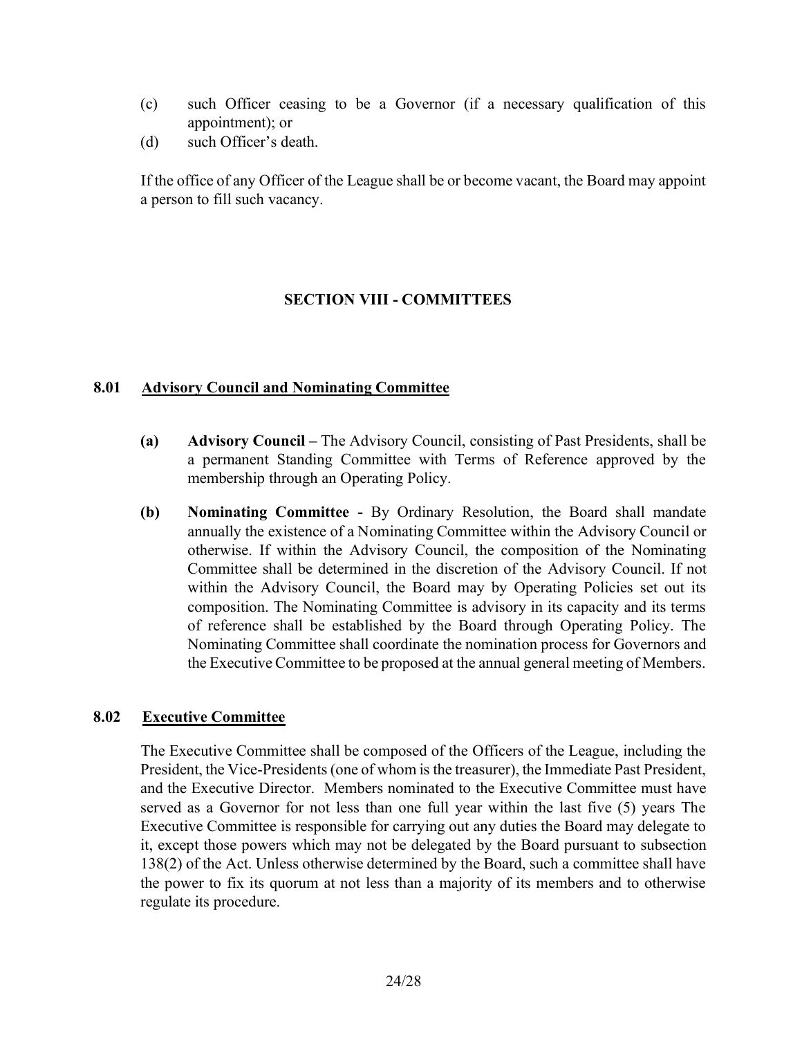(c) such Officer ceasing to be a Governor (if a necessary qualification of this appointment); or

(d) such Officer's death.

If the office of any Officer of the League shall be or become vacant, the Board may appoint a person to fill such vacancy.

## SECTION VIII - COMMITTEES

### 8.01 Advisory Council and Nominating Committee

**(a) Advisory Council –** The Advisory Council, consisting of Past Presidents, shall be a permanent Standing Committee with Terms of Reference approved by the membership through an Operating Policy.

**(b) Nominating Committee -** By Ordinary Resolution, the Board shall mandate annually the existence of a Nominating Committee within the Advisory Council or otherwise. If within the Advisory Council, the composition of the Nominating Committee shall be determined in the discretion of the Advisory Council. If not within the Advisory Council, the Board may by Operating Policies set out its composition. The Nominating Committee is advisory in its capacity and its terms of reference shall be established by the Board through Operating Policy. The Nominating Committee shall coordinate the nomination process for Governors and the Executive Committee to be proposed at the annual general meeting of Members.

### 8.02 Executive Committee

The Executive Committee shall be composed of the Officers of the League, including the President, the Vice-Presidents (one of whom is the treasurer), the Immediate Past President, and the Executive Director. Members nominated to the Executive Committee must have served as a Governor for not less than one full year within the last five (5) years The Executive Committee is responsible for carrying out any duties the Board may delegate to it, except those powers which may not be delegated by the Board pursuant to subsection 138(2) of the Act. Unless otherwise determined by the Board, such a committee shall have the power to fix its quorum at not less than a majority of its members and to otherwise regulate its procedure.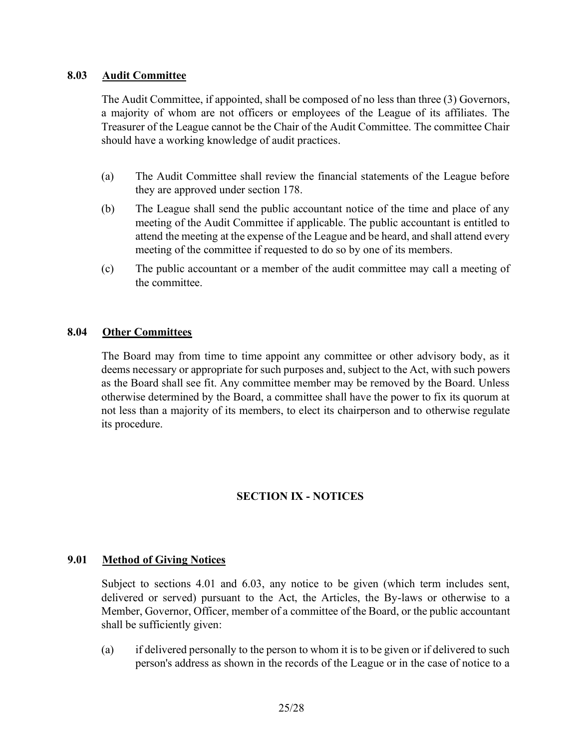### 8.03 Audit Committee

The Audit Committee, if appointed, shall be composed of no less than three (3) Governors, a majority of whom are not officers or employees of the League of its affiliates. The Treasurer of the League cannot be the Chair of the Audit Committee. The committee Chair should have a working knowledge of audit practices.

(a) The Audit Committee shall review the financial statements of the League before they are approved under section 178.

(b) The League shall send the public accountant notice of the time and place of any meeting of the Audit Committee if applicable. The public accountant is entitled to attend the meeting at the expense of the League and be heard, and shall attend every meeting of the committee if requested to do so by one of its members.

(c) The public accountant or a member of the audit committee may call a meeting of the committee.

### 8.04 Other Committees

The Board may from time to time appoint any committee or other advisory body, as it deems necessary or appropriate for such purposes and, subject to the Act, with such powers as the Board shall see fit. Any committee member may be removed by the Board. Unless otherwise determined by the Board, a committee shall have the power to fix its quorum at not less than a majority of its members, to elect its chairperson and to otherwise regulate its procedure.

## SECTION IX - NOTICES

### 9.01 Method of Giving Notices

Subject to sections 4.01 and 6.03, any notice to be given (which term includes sent, delivered or served) pursuant to the Act, the Articles, the By-laws or otherwise to a Member, Governor, Officer, member of a committee of the Board, or the public accountant shall be sufficiently given:

(a) if delivered personally to the person to whom it is to be given or if delivered to such person's address as shown in the records of the League or in the case of notice to a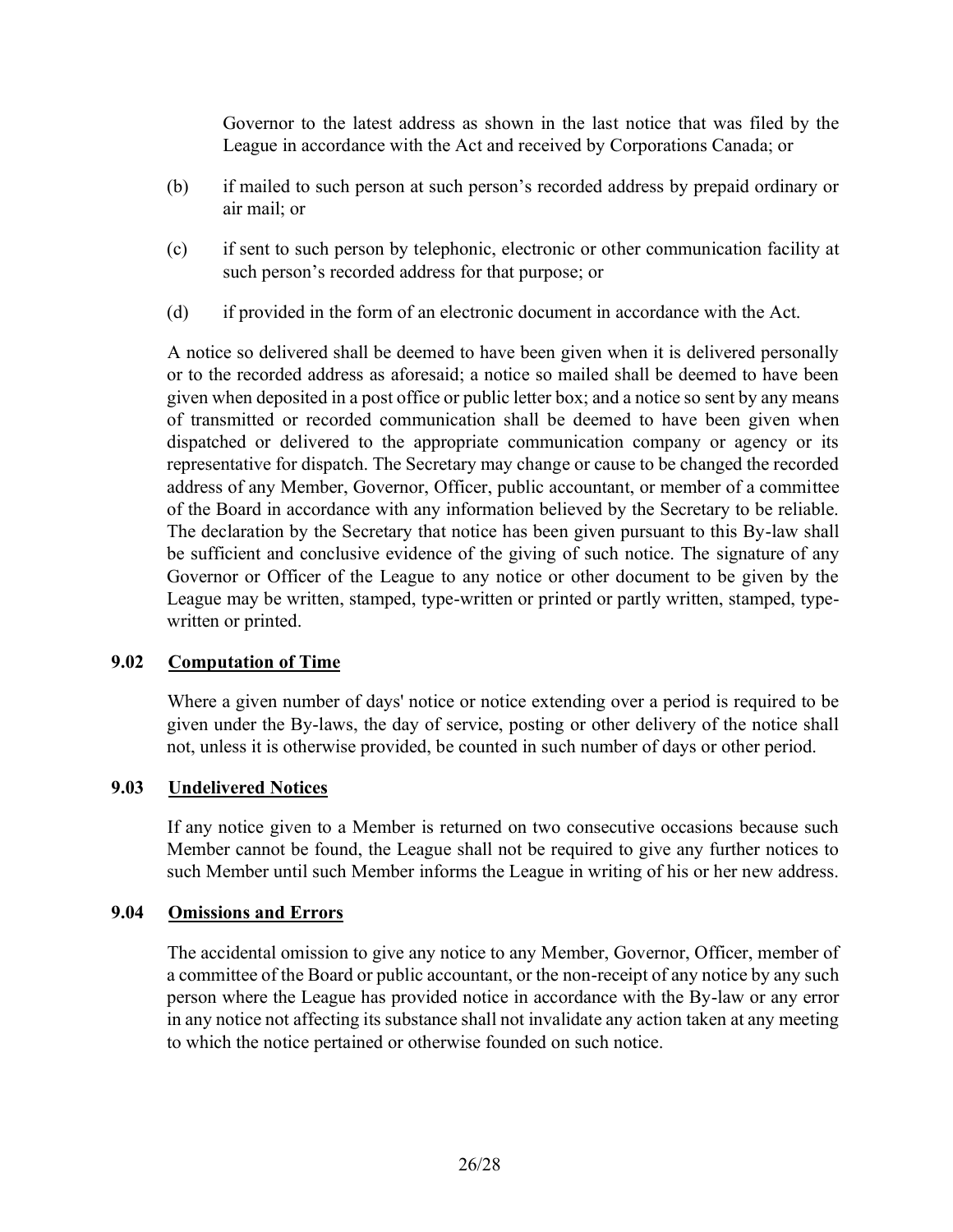Governor to the latest address as shown in the last notice that was filed by the League in accordance with the Act and received by Corporations Canada; or

(b) if mailed to such person at such person's recorded address by prepaid ordinary or air mail; or

(c) if sent to such person by telephonic, electronic or other communication facility at such person's recorded address for that purpose; or

(d) if provided in the form of an electronic document in accordance with the Act.

A notice so delivered shall be deemed to have been given when it is delivered personally or to the recorded address as aforesaid; a notice so mailed shall be deemed to have been given when deposited in a post office or public letter box; and a notice so sent by any means of transmitted or recorded communication shall be deemed to have been given when dispatched or delivered to the appropriate communication company or agency or its representative for dispatch. The Secretary may change or cause to be changed the recorded address of any Member, Governor, Officer, public accountant, or member of a committee of the Board in accordance with any information believed by the Secretary to be reliable. The declaration by the Secretary that notice has been given pursuant to this By-law shall be sufficient and conclusive evidence of the giving of such notice. The signature of any Governor or Officer of the League to any notice or other document to be given by the League may be written, stamped, type-written or printed or partly written, stamped, type-written or printed.

### 9.02 Computation of Time

Where a given number of days' notice or notice extending over a period is required to be given under the By-laws, the day of service, posting or other delivery of the notice shall not, unless it is otherwise provided, be counted in such number of days or other period.

### 9.03 Undelivered Notices

If any notice given to a Member is returned on two consecutive occasions because such Member cannot be found, the League shall not be required to give any further notices to such Member until such Member informs the League in writing of his or her new address.

### 9.04 Omissions and Errors

The accidental omission to give any notice to any Member, Governor, Officer, member of a committee of the Board or public accountant, or the non-receipt of any notice by any such person where the League has provided notice in accordance with the By-law or any error in any notice not affecting its substance shall not invalidate any action taken at any meeting to which the notice pertained or otherwise founded on such notice.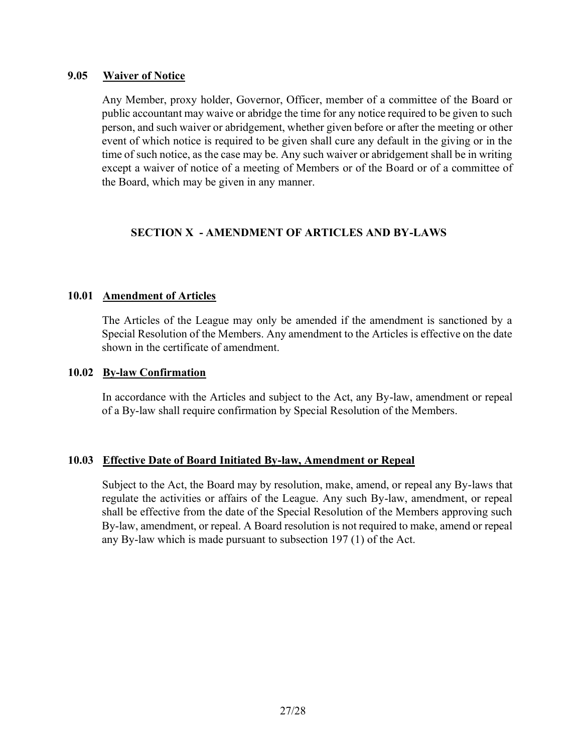### 9.05 Waiver of Notice

Any Member, proxy holder, Governor, Officer, member of a committee of the Board or public accountant may waive or abridge the time for any notice required to be given to such person, and such waiver or abridgement, whether given before or after the meeting or other event of which notice is required to be given shall cure any default in the giving or in the time of such notice, as the case may be. Any such waiver or abridgement shall be in writing except a waiver of notice of a meeting of Members or of the Board or of a committee of the Board, which may be given in any manner.

## SECTION X - AMENDMENT OF ARTICLES AND BY-LAWS

### 10.01 Amendment of Articles

The Articles of the League may only be amended if the amendment is sanctioned by a Special Resolution of the Members. Any amendment to the Articles is effective on the date shown in the certificate of amendment.

### 10.02 By-law Confirmation

In accordance with the Articles and subject to the Act, any By-law, amendment or repeal of a By-law shall require confirmation by Special Resolution of the Members.

### 10.03 Effective Date of Board Initiated By-law, Amendment or Repeal

Subject to the Act, the Board may by resolution, make, amend, or repeal any By-laws that regulate the activities or affairs of the League. Any such By-law, amendment, or repeal shall be effective from the date of the Special Resolution of the Members approving such By-law, amendment, or repeal. A Board resolution is not required to make, amend or repeal any By-law which is made pursuant to subsection 197 (1) of the Act.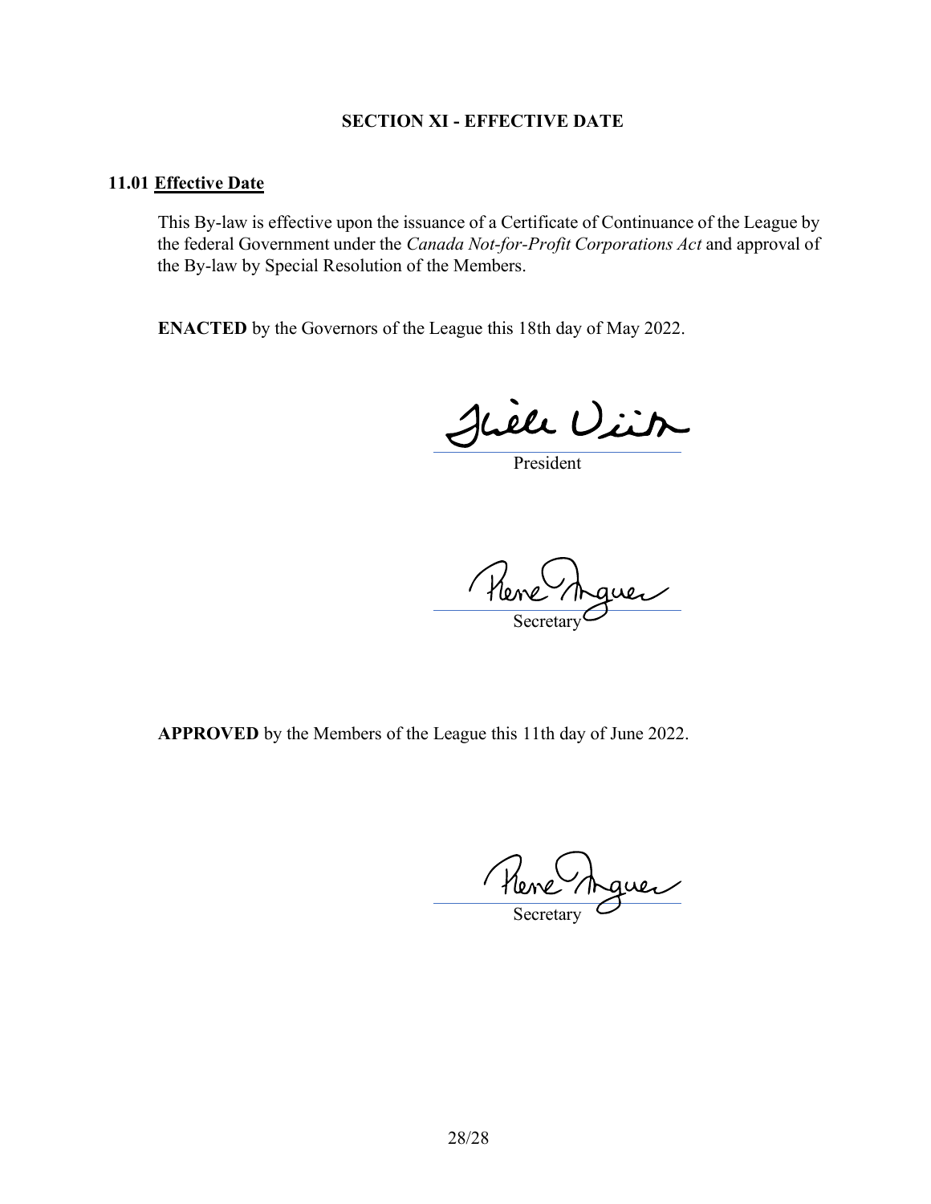## SECTION XI - EFFECTIVE DATE

**11.01 Effective Date**

This By-law is effective upon the issuance of a Certificate of Continuance of the League by the federal Government under the *Canada Not-for-Profit Corporations Act* and approval of the By-law by Special Resolution of the Members.

**ENACTED** by the Governors of the League this 18th day of May 2022.

President

Secretary

**APPROVED** by the Members of the League this 11th day of June 2022.

Secretary